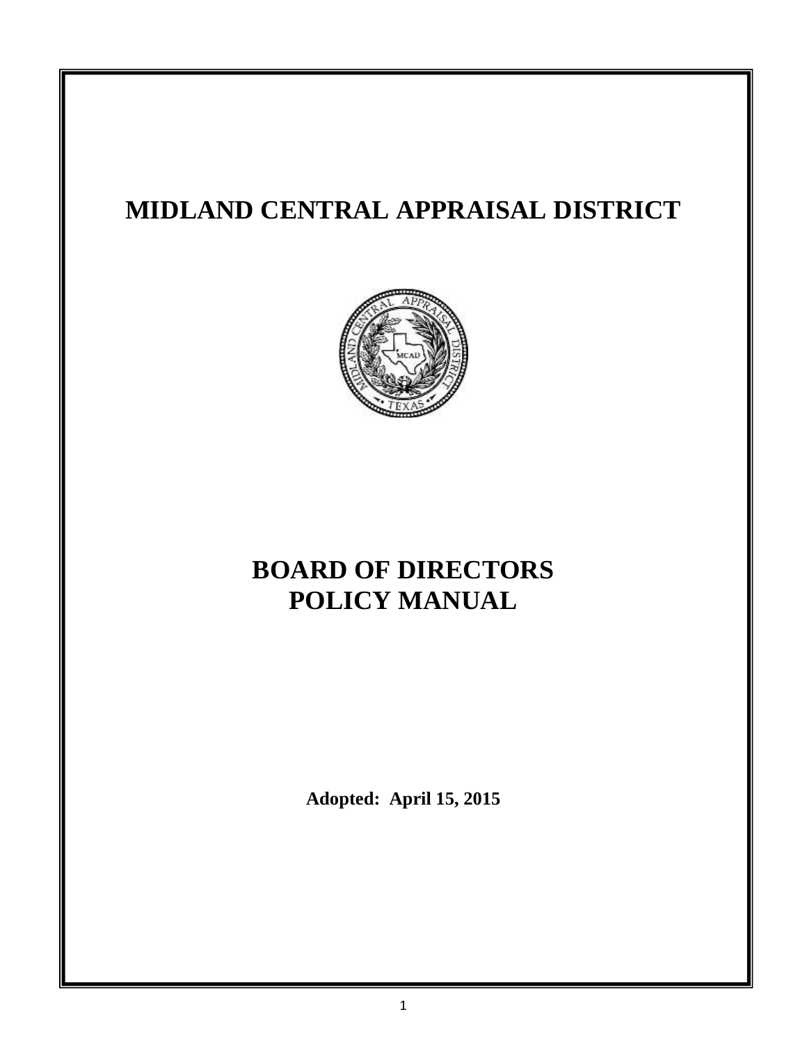# MIDLAND CENTRAL APPRAISAL DISTRICT

# BOARD OF DIRECTORS POLICY MANUAL

**Adopted: April 15, 2015**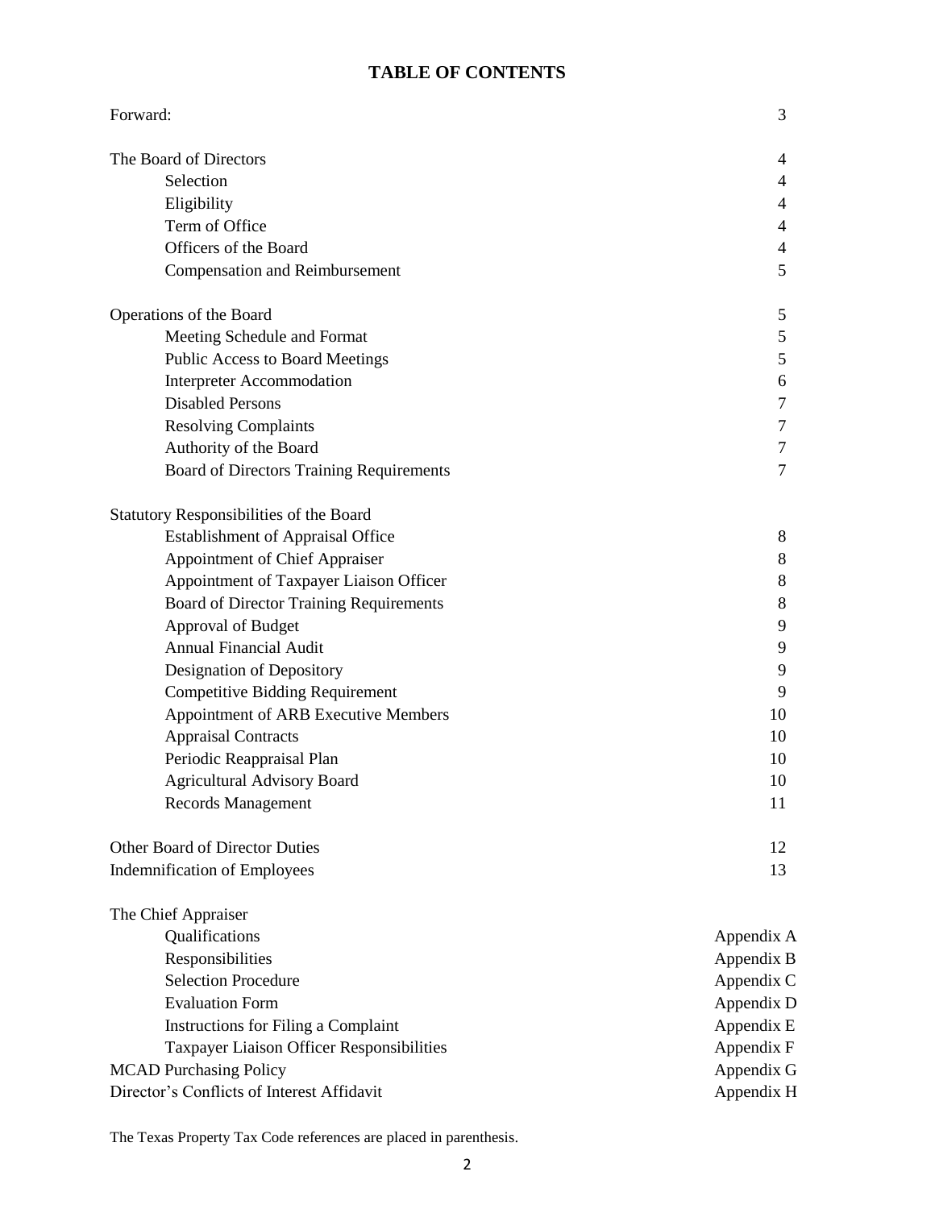# TABLE OF CONTENTS

| | |
|---|---|
| Forward: | 3 |
| The Board of Directors | 4 |
| Selection | 4 |
| Eligibility | 4 |
| Term of Office | 4 |
| Officers of the Board | 4 |
| Compensation and Reimbursement | 5 |
| Operations of the Board | 5 |
| Meeting Schedule and Format | 5 |
| Public Access to Board Meetings | 5 |
| Interpreter Accommodation | 6 |
| Disabled Persons | 7 |
| Resolving Complaints | 7 |
| Authority of the Board | 7 |
| Board of Directors Training Requirements | 7 |
| Statutory Responsibilities of the Board | |
| Establishment of Appraisal Office | 8 |
| Appointment of Chief Appraiser | 8 |
| Appointment of Taxpayer Liaison Officer | 8 |
| Board of Director Training Requirements | 8 |
| Approval of Budget | 9 |
| Annual Financial Audit | 9 |
| Designation of Depository | 9 |
| Competitive Bidding Requirement | 9 |
| Appointment of ARB Executive Members | 10 |
| Appraisal Contracts | 10 |
| Periodic Reappraisal Plan | 10 |
| Agricultural Advisory Board | 10 |
| Records Management | 11 |
| Other Board of Director Duties | 12 |
| Indemnification of Employees | 13 |
| The Chief Appraiser | |
| Qualifications | Appendix A |
| Responsibilities | Appendix B |
| Selection Procedure | Appendix C |
| Evaluation Form | Appendix D |
| Instructions for Filing a Complaint | Appendix E |
| Taxpayer Liaison Officer Responsibilities | Appendix F |
| MCAD Purchasing Policy | Appendix G |
| Director's Conflicts of Interest Affidavit | Appendix H |

The Texas Property Tax Code references are placed in parenthesis.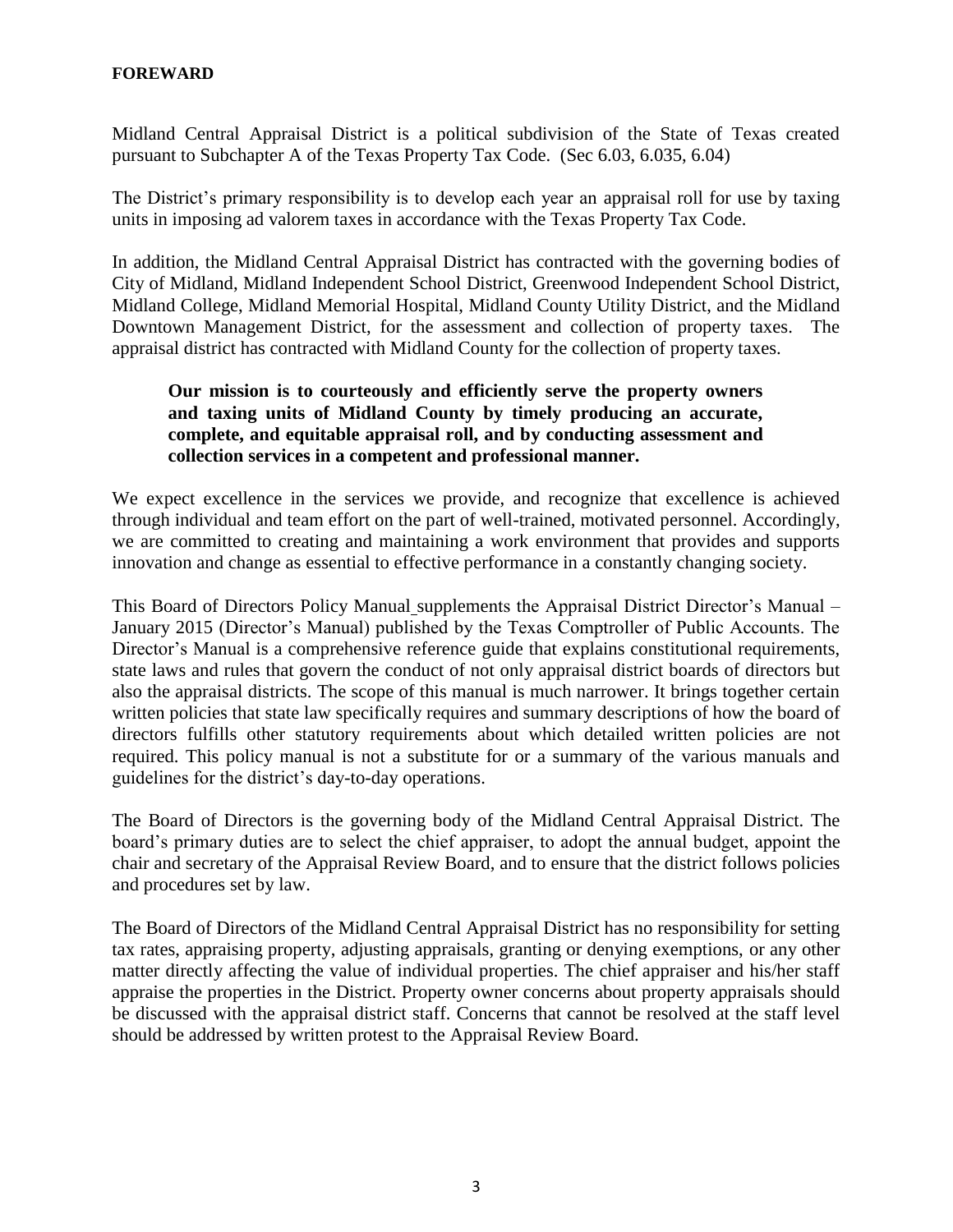**FOREWARD**

Midland Central Appraisal District is a political subdivision of the State of Texas created pursuant to Subchapter A of the Texas Property Tax Code. (Sec 6.03, 6.035, 6.04)

The District's primary responsibility is to develop each year an appraisal roll for use by taxing units in imposing ad valorem taxes in accordance with the Texas Property Tax Code.

In addition, the Midland Central Appraisal District has contracted with the governing bodies of City of Midland, Midland Independent School District, Greenwood Independent School District, Midland College, Midland Memorial Hospital, Midland County Utility District, and the Midland Downtown Management District, for the assessment and collection of property taxes. The appraisal district has contracted with Midland County for the collection of property taxes.

> **Our mission is to courteously and efficiently serve the property owners and taxing units of Midland County by timely producing an accurate, complete, and equitable appraisal roll, and by conducting assessment and collection services in a competent and professional manner.**

We expect excellence in the services we provide, and recognize that excellence is achieved through individual and team effort on the part of well-trained, motivated personnel. Accordingly, we are committed to creating and maintaining a work environment that provides and supports innovation and change as essential to effective performance in a constantly changing society.

This Board of Directors Policy Manual supplements the Appraisal District Director's Manual – January 2015 (Director's Manual) published by the Texas Comptroller of Public Accounts. The Director's Manual is a comprehensive reference guide that explains constitutional requirements, state laws and rules that govern the conduct of not only appraisal district boards of directors but also the appraisal districts. The scope of this manual is much narrower. It brings together certain written policies that state law specifically requires and summary descriptions of how the board of directors fulfills other statutory requirements about which detailed written policies are not required. This policy manual is not a substitute for or a summary of the various manuals and guidelines for the district's day-to-day operations.

The Board of Directors is the governing body of the Midland Central Appraisal District. The board's primary duties are to select the chief appraiser, to adopt the annual budget, appoint the chair and secretary of the Appraisal Review Board, and to ensure that the district follows policies and procedures set by law.

The Board of Directors of the Midland Central Appraisal District has no responsibility for setting tax rates, appraising property, adjusting appraisals, granting or denying exemptions, or any other matter directly affecting the value of individual properties. The chief appraiser and his/her staff appraise the properties in the District. Property owner concerns about property appraisals should be discussed with the appraisal district staff. Concerns that cannot be resolved at the staff level should be addressed by written protest to the Appraisal Review Board.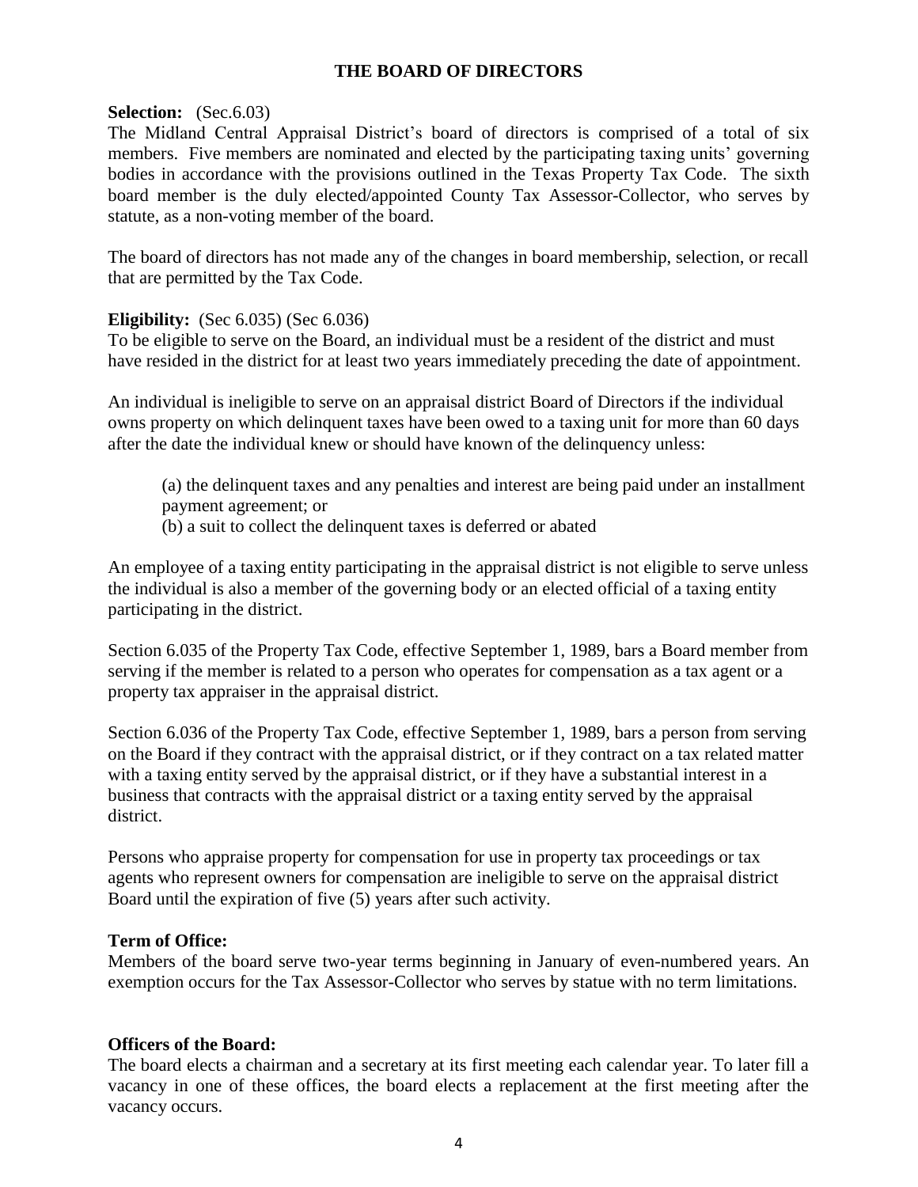## THE BOARD OF DIRECTORS

**Selection:** (Sec.6.03)
The Midland Central Appraisal District's board of directors is comprised of a total of six members. Five members are nominated and elected by the participating taxing units' governing bodies in accordance with the provisions outlined in the Texas Property Tax Code. The sixth board member is the duly elected/appointed County Tax Assessor-Collector, who serves by statute, as a non-voting member of the board.

The board of directors has not made any of the changes in board membership, selection, or recall that are permitted by the Tax Code.

**Eligibility:** (Sec 6.035) (Sec 6.036)
To be eligible to serve on the Board, an individual must be a resident of the district and must have resided in the district for at least two years immediately preceding the date of appointment.

An individual is ineligible to serve on an appraisal district Board of Directors if the individual owns property on which delinquent taxes have been owed to a taxing unit for more than 60 days after the date the individual knew or should have known of the delinquency unless:

(a) the delinquent taxes and any penalties and interest are being paid under an installment payment agreement; or
(b) a suit to collect the delinquent taxes is deferred or abated

An employee of a taxing entity participating in the appraisal district is not eligible to serve unless the individual is also a member of the governing body or an elected official of a taxing entity participating in the district.

Section 6.035 of the Property Tax Code, effective September 1, 1989, bars a Board member from serving if the member is related to a person who operates for compensation as a tax agent or a property tax appraiser in the appraisal district.

Section 6.036 of the Property Tax Code, effective September 1, 1989, bars a person from serving on the Board if they contract with the appraisal district, or if they contract on a tax related matter with a taxing entity served by the appraisal district, or if they have a substantial interest in a business that contracts with the appraisal district or a taxing entity served by the appraisal district.

Persons who appraise property for compensation for use in property tax proceedings or tax agents who represent owners for compensation are ineligible to serve on the appraisal district Board until the expiration of five (5) years after such activity.

**Term of Office:**
Members of the board serve two-year terms beginning in January of even-numbered years. An exemption occurs for the Tax Assessor-Collector who serves by statue with no term limitations.

**Officers of the Board:**
The board elects a chairman and a secretary at its first meeting each calendar year. To later fill a vacancy in one of these offices, the board elects a replacement at the first meeting after the vacancy occurs.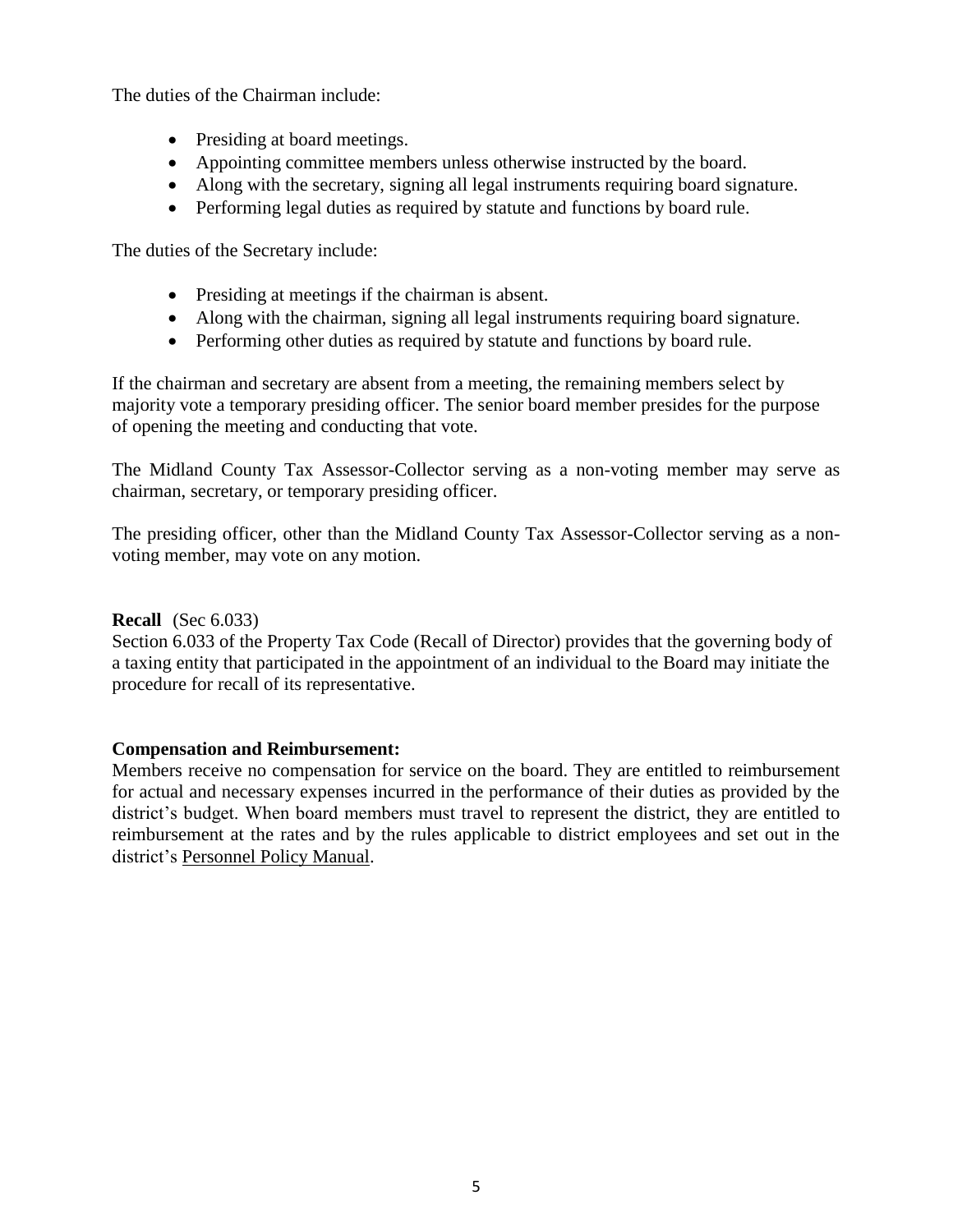The duties of the Chairman include:

- Presiding at board meetings.
- Appointing committee members unless otherwise instructed by the board.
- Along with the secretary, signing all legal instruments requiring board signature.
- Performing legal duties as required by statute and functions by board rule.

The duties of the Secretary include:

- Presiding at meetings if the chairman is absent.
- Along with the chairman, signing all legal instruments requiring board signature.
- Performing other duties as required by statute and functions by board rule.

If the chairman and secretary are absent from a meeting, the remaining members select by majority vote a temporary presiding officer. The senior board member presides for the purpose of opening the meeting and conducting that vote.

The Midland County Tax Assessor-Collector serving as a non-voting member may serve as chairman, secretary, or temporary presiding officer.

The presiding officer, other than the Midland County Tax Assessor-Collector serving as a non-voting member, may vote on any motion.

**Recall** (Sec 6.033)
Section 6.033 of the Property Tax Code (Recall of Director) provides that the governing body of a taxing entity that participated in the appointment of an individual to the Board may initiate the procedure for recall of its representative.

**Compensation and Reimbursement:**
Members receive no compensation for service on the board. They are entitled to reimbursement for actual and necessary expenses incurred in the performance of their duties as provided by the district's budget. When board members must travel to represent the district, they are entitled to reimbursement at the rates and by the rules applicable to district employees and set out in the district's Personnel Policy Manual.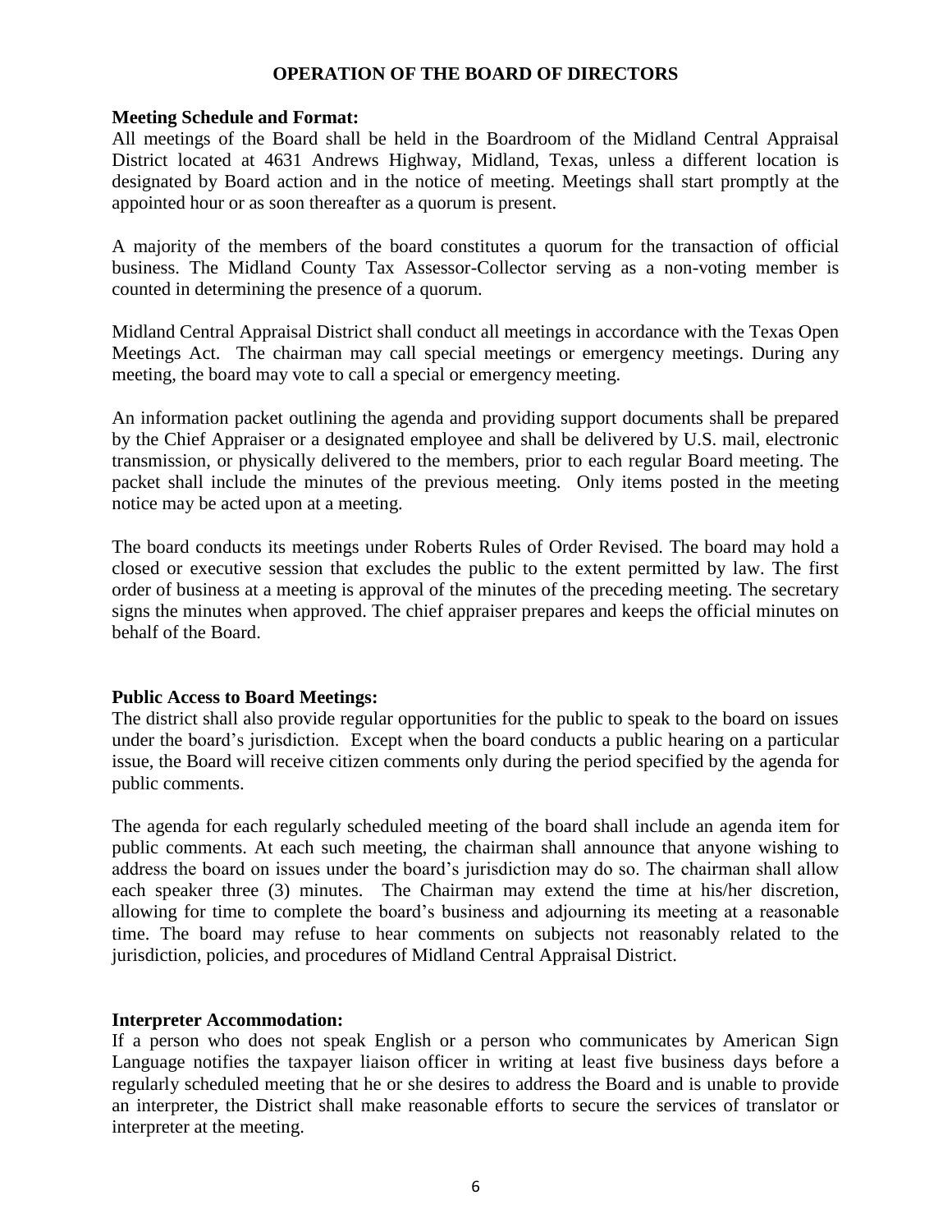## OPERATION OF THE BOARD OF DIRECTORS

**Meeting Schedule and Format:**

All meetings of the Board shall be held in the Boardroom of the Midland Central Appraisal District located at 4631 Andrews Highway, Midland, Texas, unless a different location is designated by Board action and in the notice of meeting. Meetings shall start promptly at the appointed hour or as soon thereafter as a quorum is present.

A majority of the members of the board constitutes a quorum for the transaction of official business. The Midland County Tax Assessor-Collector serving as a non-voting member is counted in determining the presence of a quorum.

Midland Central Appraisal District shall conduct all meetings in accordance with the Texas Open Meetings Act. The chairman may call special meetings or emergency meetings. During any meeting, the board may vote to call a special or emergency meeting.

An information packet outlining the agenda and providing support documents shall be prepared by the Chief Appraiser or a designated employee and shall be delivered by U.S. mail, electronic transmission, or physically delivered to the members, prior to each regular Board meeting. The packet shall include the minutes of the previous meeting. Only items posted in the meeting notice may be acted upon at a meeting.

The board conducts its meetings under Roberts Rules of Order Revised. The board may hold a closed or executive session that excludes the public to the extent permitted by law. The first order of business at a meeting is approval of the minutes of the preceding meeting. The secretary signs the minutes when approved. The chief appraiser prepares and keeps the official minutes on behalf of the Board.

**Public Access to Board Meetings:**

The district shall also provide regular opportunities for the public to speak to the board on issues under the board's jurisdiction. Except when the board conducts a public hearing on a particular issue, the Board will receive citizen comments only during the period specified by the agenda for public comments.

The agenda for each regularly scheduled meeting of the board shall include an agenda item for public comments. At each such meeting, the chairman shall announce that anyone wishing to address the board on issues under the board's jurisdiction may do so. The chairman shall allow each speaker three (3) minutes. The Chairman may extend the time at his/her discretion, allowing for time to complete the board's business and adjourning its meeting at a reasonable time. The board may refuse to hear comments on subjects not reasonably related to the jurisdiction, policies, and procedures of Midland Central Appraisal District.

**Interpreter Accommodation:**

If a person who does not speak English or a person who communicates by American Sign Language notifies the taxpayer liaison officer in writing at least five business days before a regularly scheduled meeting that he or she desires to address the Board and is unable to provide an interpreter, the District shall make reasonable efforts to secure the services of translator or interpreter at the meeting.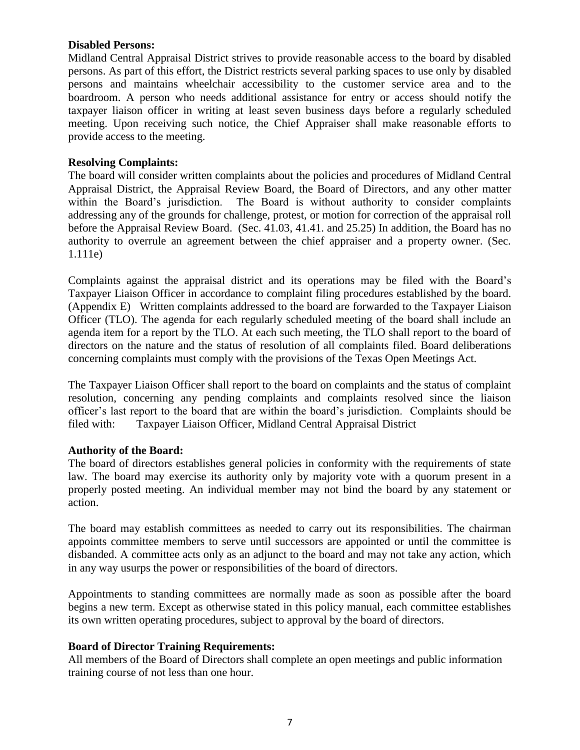**Disabled Persons:**
Midland Central Appraisal District strives to provide reasonable access to the board by disabled persons. As part of this effort, the District restricts several parking spaces to use only by disabled persons and maintains wheelchair accessibility to the customer service area and to the boardroom. A person who needs additional assistance for entry or access should notify the taxpayer liaison officer in writing at least seven business days before a regularly scheduled meeting. Upon receiving such notice, the Chief Appraiser shall make reasonable efforts to provide access to the meeting.

**Resolving Complaints:**
The board will consider written complaints about the policies and procedures of Midland Central Appraisal District, the Appraisal Review Board, the Board of Directors, and any other matter within the Board's jurisdiction. The Board is without authority to consider complaints addressing any of the grounds for challenge, protest, or motion for correction of the appraisal roll before the Appraisal Review Board. (Sec. 41.03, 41.41. and 25.25) In addition, the Board has no authority to overrule an agreement between the chief appraiser and a property owner. (Sec. 1.111e)

Complaints against the appraisal district and its operations may be filed with the Board's Taxpayer Liaison Officer in accordance to complaint filing procedures established by the board. (Appendix E) Written complaints addressed to the board are forwarded to the Taxpayer Liaison Officer (TLO). The agenda for each regularly scheduled meeting of the board shall include an agenda item for a report by the TLO. At each such meeting, the TLO shall report to the board of directors on the nature and the status of resolution of all complaints filed. Board deliberations concerning complaints must comply with the provisions of the Texas Open Meetings Act.

The Taxpayer Liaison Officer shall report to the board on complaints and the status of complaint resolution, concerning any pending complaints and complaints resolved since the liaison officer's last report to the board that are within the board's jurisdiction. Complaints should be filed with: Taxpayer Liaison Officer, Midland Central Appraisal District

**Authority of the Board:**
The board of directors establishes general policies in conformity with the requirements of state law. The board may exercise its authority only by majority vote with a quorum present in a properly posted meeting. An individual member may not bind the board by any statement or action.

The board may establish committees as needed to carry out its responsibilities. The chairman appoints committee members to serve until successors are appointed or until the committee is disbanded. A committee acts only as an adjunct to the board and may not take any action, which in any way usurps the power or responsibilities of the board of directors.

Appointments to standing committees are normally made as soon as possible after the board begins a new term. Except as otherwise stated in this policy manual, each committee establishes its own written operating procedures, subject to approval by the board of directors.

**Board of Director Training Requirements:**
All members of the Board of Directors shall complete an open meetings and public information training course of not less than one hour.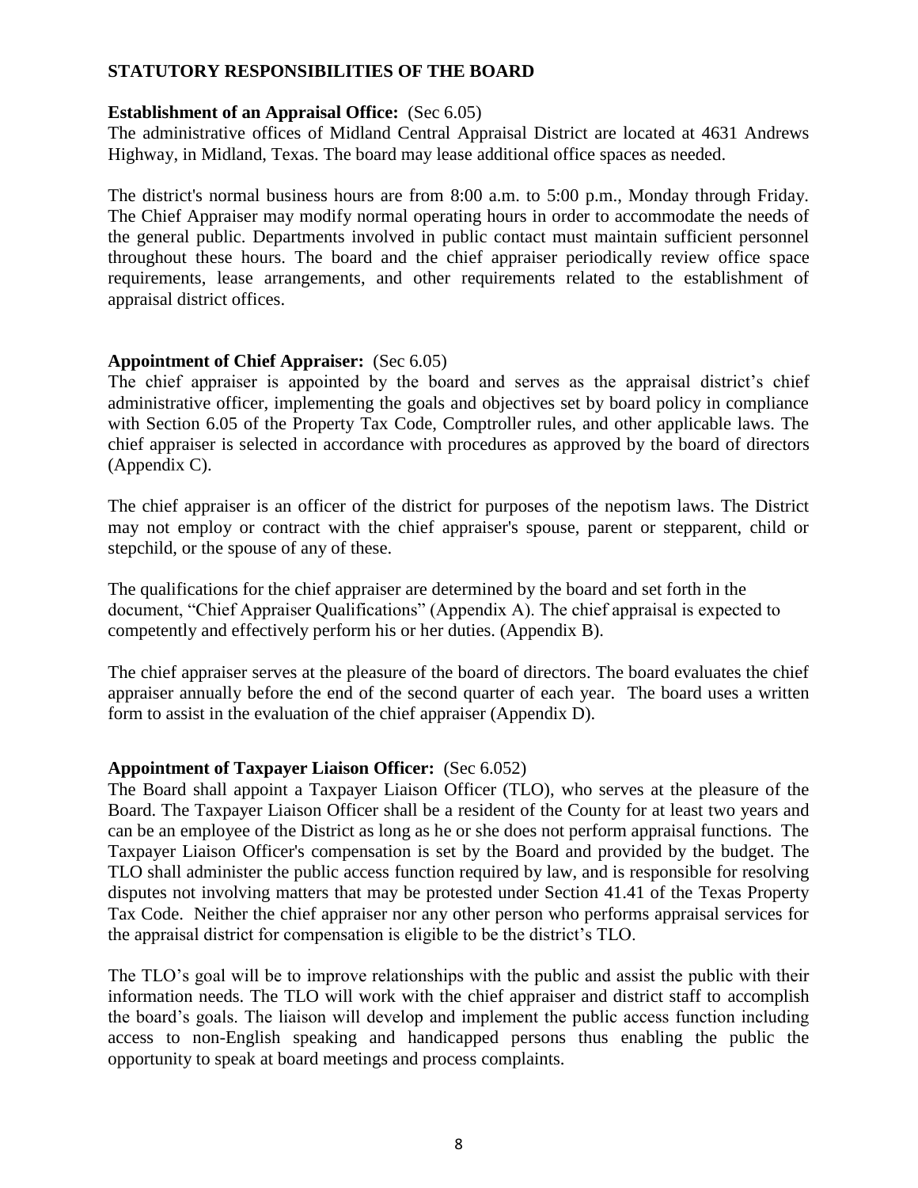## STATUTORY RESPONSIBILITIES OF THE BOARD

**Establishment of an Appraisal Office:** (Sec 6.05)
The administrative offices of Midland Central Appraisal District are located at 4631 Andrews Highway, in Midland, Texas. The board may lease additional office spaces as needed.

The district's normal business hours are from 8:00 a.m. to 5:00 p.m., Monday through Friday. The Chief Appraiser may modify normal operating hours in order to accommodate the needs of the general public. Departments involved in public contact must maintain sufficient personnel throughout these hours. The board and the chief appraiser periodically review office space requirements, lease arrangements, and other requirements related to the establishment of appraisal district offices.

**Appointment of Chief Appraiser:** (Sec 6.05)
The chief appraiser is appointed by the board and serves as the appraisal district's chief administrative officer, implementing the goals and objectives set by board policy in compliance with Section 6.05 of the Property Tax Code, Comptroller rules, and other applicable laws. The chief appraiser is selected in accordance with procedures as approved by the board of directors (Appendix C).

The chief appraiser is an officer of the district for purposes of the nepotism laws. The District may not employ or contract with the chief appraiser's spouse, parent or stepparent, child or stepchild, or the spouse of any of these.

The qualifications for the chief appraiser are determined by the board and set forth in the document, "Chief Appraiser Qualifications" (Appendix A). The chief appraisal is expected to competently and effectively perform his or her duties. (Appendix B).

The chief appraiser serves at the pleasure of the board of directors. The board evaluates the chief appraiser annually before the end of the second quarter of each year. The board uses a written form to assist in the evaluation of the chief appraiser (Appendix D).

**Appointment of Taxpayer Liaison Officer:** (Sec 6.052)
The Board shall appoint a Taxpayer Liaison Officer (TLO), who serves at the pleasure of the Board. The Taxpayer Liaison Officer shall be a resident of the County for at least two years and can be an employee of the District as long as he or she does not perform appraisal functions. The Taxpayer Liaison Officer's compensation is set by the Board and provided by the budget. The TLO shall administer the public access function required by law, and is responsible for resolving disputes not involving matters that may be protested under Section 41.41 of the Texas Property Tax Code. Neither the chief appraiser nor any other person who performs appraisal services for the appraisal district for compensation is eligible to be the district's TLO.

The TLO's goal will be to improve relationships with the public and assist the public with their information needs. The TLO will work with the chief appraiser and district staff to accomplish the board's goals. The liaison will develop and implement the public access function including access to non-English speaking and handicapped persons thus enabling the public the opportunity to speak at board meetings and process complaints.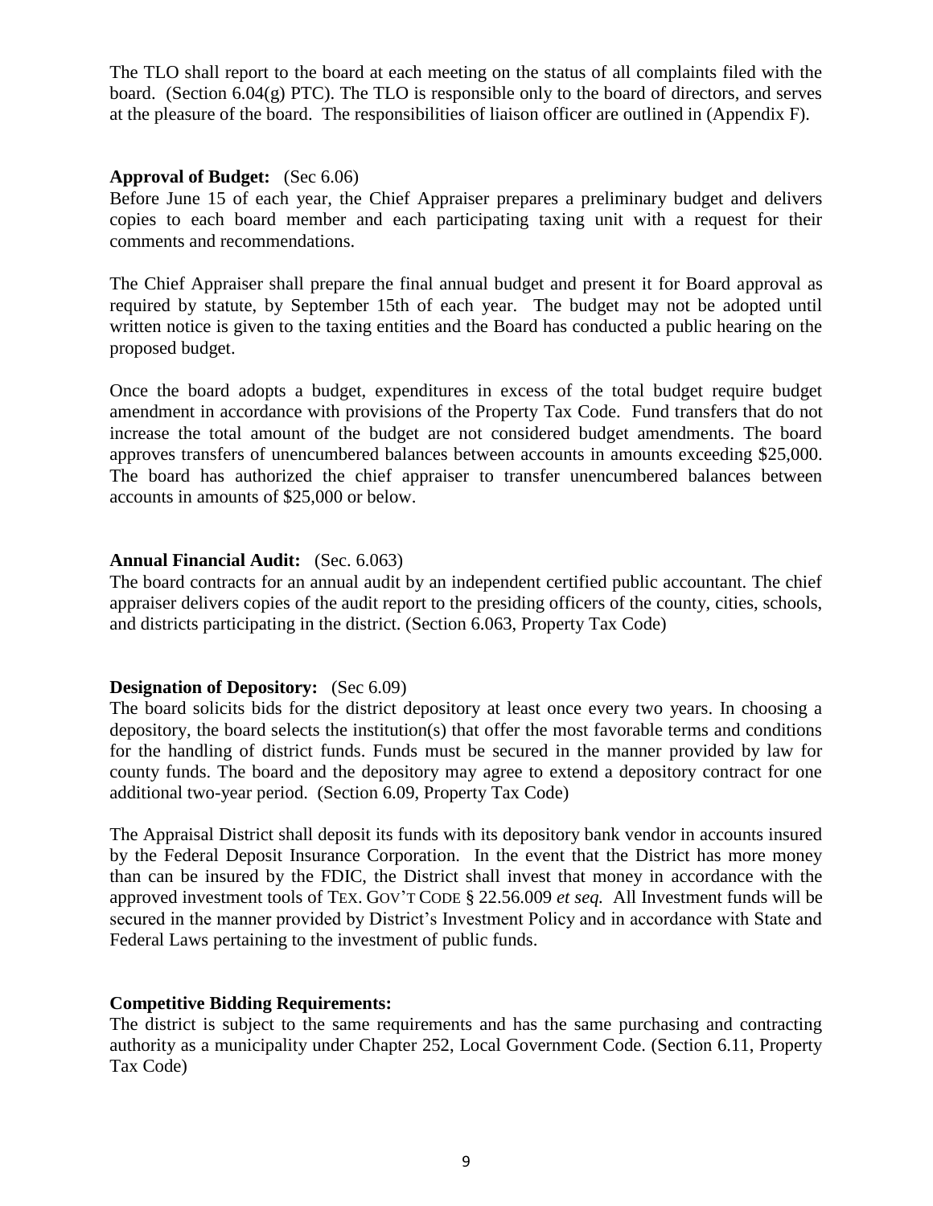The TLO shall report to the board at each meeting on the status of all complaints filed with the board. (Section 6.04(g) PTC). The TLO is responsible only to the board of directors, and serves at the pleasure of the board. The responsibilities of liaison officer are outlined in (Appendix F).

**Approval of Budget:** (Sec 6.06)

Before June 15 of each year, the Chief Appraiser prepares a preliminary budget and delivers copies to each board member and each participating taxing unit with a request for their comments and recommendations.

The Chief Appraiser shall prepare the final annual budget and present it for Board approval as required by statute, by September 15th of each year. The budget may not be adopted until written notice is given to the taxing entities and the Board has conducted a public hearing on the proposed budget.

Once the board adopts a budget, expenditures in excess of the total budget require budget amendment in accordance with provisions of the Property Tax Code. Fund transfers that do not increase the total amount of the budget are not considered budget amendments. The board approves transfers of unencumbered balances between accounts in amounts exceeding $25,000. The board has authorized the chief appraiser to transfer unencumbered balances between accounts in amounts of $25,000 or below.

**Annual Financial Audit:** (Sec. 6.063)

The board contracts for an annual audit by an independent certified public accountant. The chief appraiser delivers copies of the audit report to the presiding officers of the county, cities, schools, and districts participating in the district. (Section 6.063, Property Tax Code)

**Designation of Depository:** (Sec 6.09)

The board solicits bids for the district depository at least once every two years. In choosing a depository, the board selects the institution(s) that offer the most favorable terms and conditions for the handling of district funds. Funds must be secured in the manner provided by law for county funds. The board and the depository may agree to extend a depository contract for one additional two-year period. (Section 6.09, Property Tax Code)

The Appraisal District shall deposit its funds with its depository bank vendor in accounts insured by the Federal Deposit Insurance Corporation. In the event that the District has more money than can be insured by the FDIC, the District shall invest that money in accordance with the approved investment tools of TEX. GOV'T CODE § 22.56.009 *et seq.* All Investment funds will be secured in the manner provided by District's Investment Policy and in accordance with State and Federal Laws pertaining to the investment of public funds.

**Competitive Bidding Requirements:**

The district is subject to the same requirements and has the same purchasing and contracting authority as a municipality under Chapter 252, Local Government Code. (Section 6.11, Property Tax Code)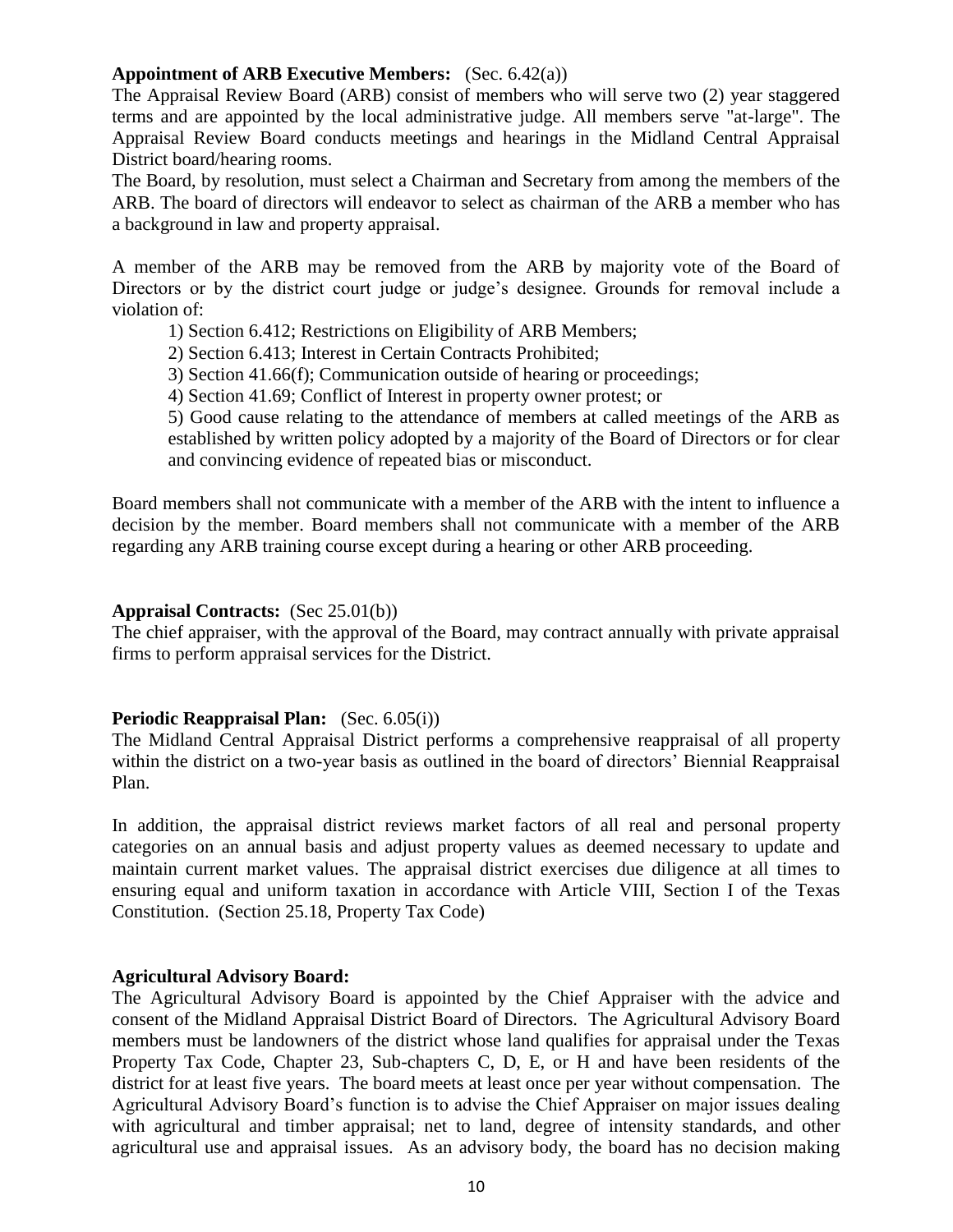**Appointment of ARB Executive Members:** (Sec. 6.42(a))

The Appraisal Review Board (ARB) consist of members who will serve two (2) year staggered terms and are appointed by the local administrative judge. All members serve "at-large". The Appraisal Review Board conducts meetings and hearings in the Midland Central Appraisal District board/hearing rooms.

The Board, by resolution, must select a Chairman and Secretary from among the members of the ARB. The board of directors will endeavor to select as chairman of the ARB a member who has a background in law and property appraisal.

A member of the ARB may be removed from the ARB by majority vote of the Board of Directors or by the district court judge or judge's designee. Grounds for removal include a violation of:

1) Section 6.412; Restrictions on Eligibility of ARB Members;
2) Section 6.413; Interest in Certain Contracts Prohibited;
3) Section 41.66(f); Communication outside of hearing or proceedings;
4) Section 41.69; Conflict of Interest in property owner protest; or
5) Good cause relating to the attendance of members at called meetings of the ARB as established by written policy adopted by a majority of the Board of Directors or for clear and convincing evidence of repeated bias or misconduct.

Board members shall not communicate with a member of the ARB with the intent to influence a decision by the member. Board members shall not communicate with a member of the ARB regarding any ARB training course except during a hearing or other ARB proceeding.

**Appraisal Contracts:** (Sec 25.01(b))

The chief appraiser, with the approval of the Board, may contract annually with private appraisal firms to perform appraisal services for the District.

**Periodic Reappraisal Plan:** (Sec. 6.05(i))

The Midland Central Appraisal District performs a comprehensive reappraisal of all property within the district on a two-year basis as outlined in the board of directors' Biennial Reappraisal Plan.

In addition, the appraisal district reviews market factors of all real and personal property categories on an annual basis and adjust property values as deemed necessary to update and maintain current market values. The appraisal district exercises due diligence at all times to ensuring equal and uniform taxation in accordance with Article VIII, Section I of the Texas Constitution. (Section 25.18, Property Tax Code)

**Agricultural Advisory Board:**

The Agricultural Advisory Board is appointed by the Chief Appraiser with the advice and consent of the Midland Appraisal District Board of Directors. The Agricultural Advisory Board members must be landowners of the district whose land qualifies for appraisal under the Texas Property Tax Code, Chapter 23, Sub-chapters C, D, E, or H and have been residents of the district for at least five years. The board meets at least once per year without compensation. The Agricultural Advisory Board's function is to advise the Chief Appraiser on major issues dealing with agricultural and timber appraisal; net to land, degree of intensity standards, and other agricultural use and appraisal issues. As an advisory body, the board has no decision making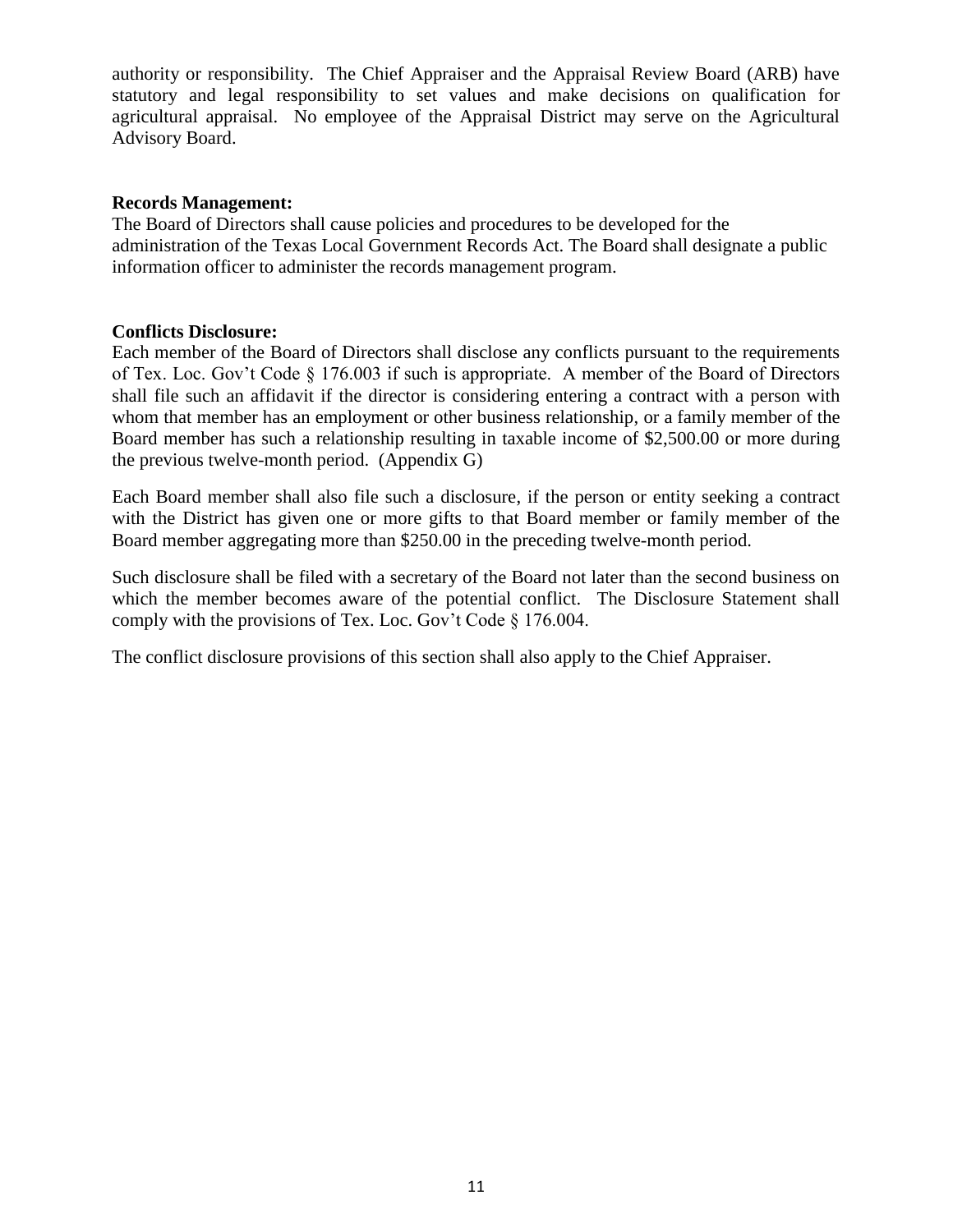authority or responsibility. The Chief Appraiser and the Appraisal Review Board (ARB) have statutory and legal responsibility to set values and make decisions on qualification for agricultural appraisal. No employee of the Appraisal District may serve on the Agricultural Advisory Board.

**Records Management:**

The Board of Directors shall cause policies and procedures to be developed for the administration of the Texas Local Government Records Act. The Board shall designate a public information officer to administer the records management program.

**Conflicts Disclosure:**

Each member of the Board of Directors shall disclose any conflicts pursuant to the requirements of Tex. Loc. Gov't Code § 176.003 if such is appropriate. A member of the Board of Directors shall file such an affidavit if the director is considering entering a contract with a person with whom that member has an employment or other business relationship, or a family member of the Board member has such a relationship resulting in taxable income of $2,500.00 or more during the previous twelve-month period. (Appendix G)

Each Board member shall also file such a disclosure, if the person or entity seeking a contract with the District has given one or more gifts to that Board member or family member of the Board member aggregating more than $250.00 in the preceding twelve-month period.

Such disclosure shall be filed with a secretary of the Board not later than the second business on which the member becomes aware of the potential conflict. The Disclosure Statement shall comply with the provisions of Tex. Loc. Gov't Code § 176.004.

The conflict disclosure provisions of this section shall also apply to the Chief Appraiser.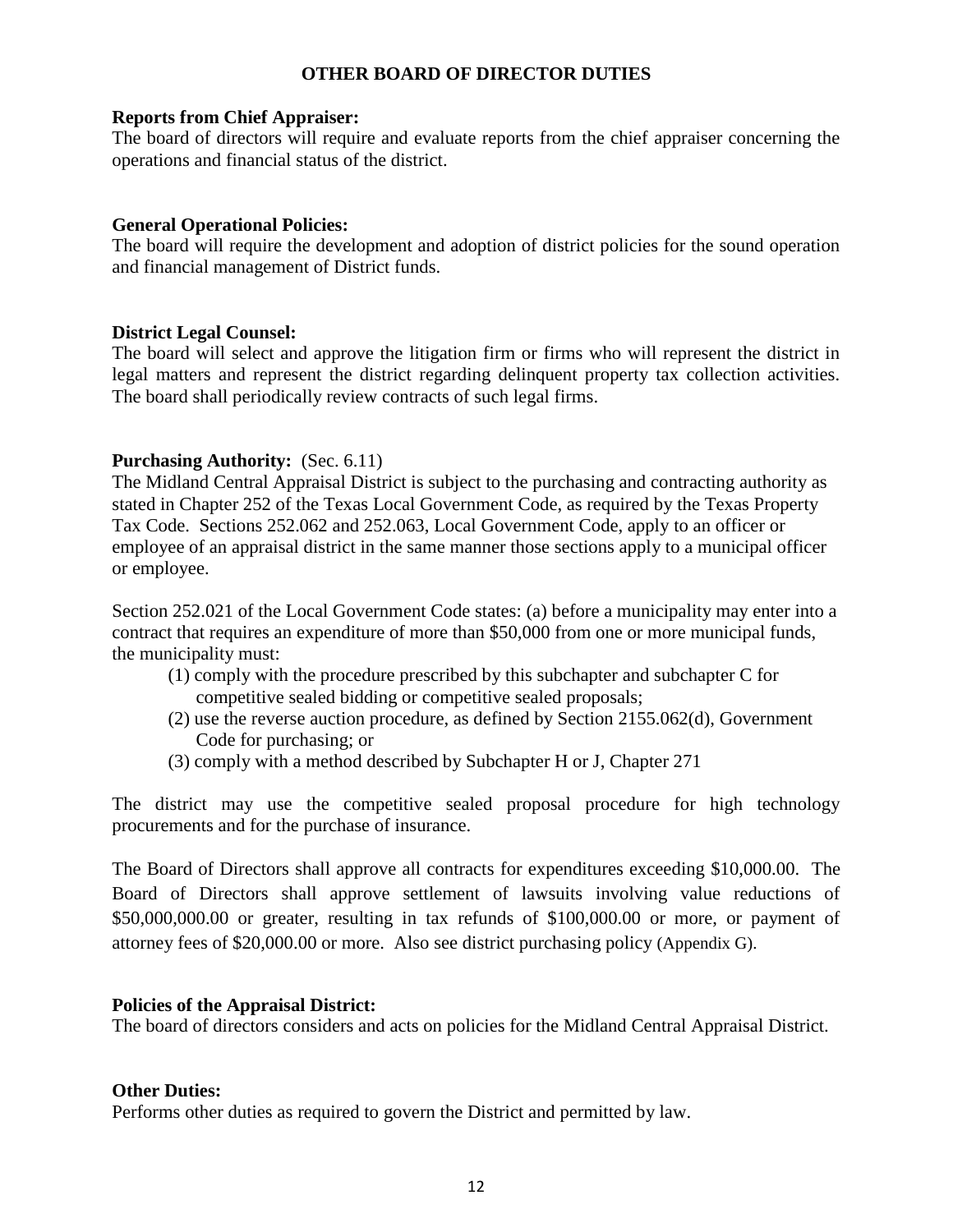## OTHER BOARD OF DIRECTOR DUTIES

**Reports from Chief Appraiser:**
The board of directors will require and evaluate reports from the chief appraiser concerning the operations and financial status of the district.

**General Operational Policies:**
The board will require the development and adoption of district policies for the sound operation and financial management of District funds.

**District Legal Counsel:**
The board will select and approve the litigation firm or firms who will represent the district in legal matters and represent the district regarding delinquent property tax collection activities. The board shall periodically review contracts of such legal firms.

**Purchasing Authority:** (Sec. 6.11)
The Midland Central Appraisal District is subject to the purchasing and contracting authority as stated in Chapter 252 of the Texas Local Government Code, as required by the Texas Property Tax Code. Sections 252.062 and 252.063, Local Government Code, apply to an officer or employee of an appraisal district in the same manner those sections apply to a municipal officer or employee.

Section 252.021 of the Local Government Code states: (a) before a municipality may enter into a contract that requires an expenditure of more than $50,000 from one or more municipal funds, the municipality must:

(1) comply with the procedure prescribed by this subchapter and subchapter C for competitive sealed bidding or competitive sealed proposals;
(2) use the reverse auction procedure, as defined by Section 2155.062(d), Government Code for purchasing; or
(3) comply with a method described by Subchapter H or J, Chapter 271

The district may use the competitive sealed proposal procedure for high technology procurements and for the purchase of insurance.

The Board of Directors shall approve all contracts for expenditures exceeding $10,000.00. The Board of Directors shall approve settlement of lawsuits involving value reductions of $50,000,000.00 or greater, resulting in tax refunds of $100,000.00 or more, or payment of attorney fees of $20,000.00 or more. Also see district purchasing policy (Appendix G).

**Policies of the Appraisal District:**
The board of directors considers and acts on policies for the Midland Central Appraisal District.

**Other Duties:**
Performs other duties as required to govern the District and permitted by law.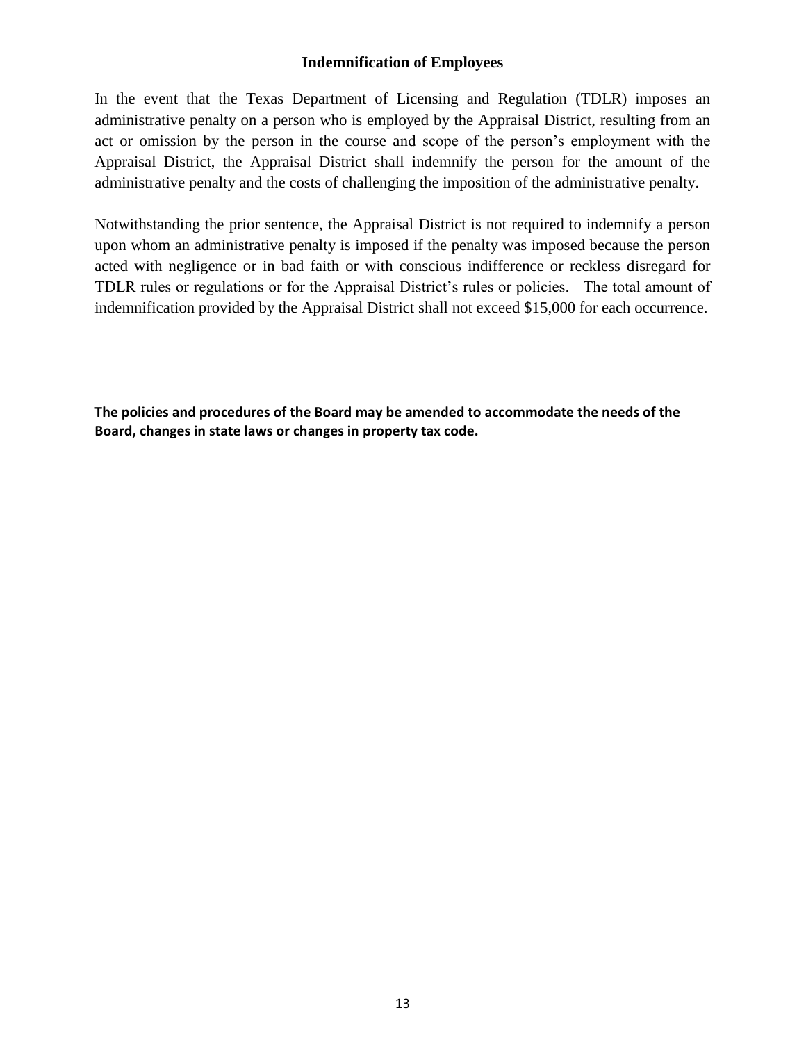## Indemnification of Employees

In the event that the Texas Department of Licensing and Regulation (TDLR) imposes an administrative penalty on a person who is employed by the Appraisal District, resulting from an act or omission by the person in the course and scope of the person's employment with the Appraisal District, the Appraisal District shall indemnify the person for the amount of the administrative penalty and the costs of challenging the imposition of the administrative penalty.

Notwithstanding the prior sentence, the Appraisal District is not required to indemnify a person upon whom an administrative penalty is imposed if the penalty was imposed because the person acted with negligence or in bad faith or with conscious indifference or reckless disregard for TDLR rules or regulations or for the Appraisal District's rules or policies. The total amount of indemnification provided by the Appraisal District shall not exceed $15,000 for each occurrence.

**The policies and procedures of the Board may be amended to accommodate the needs of the Board, changes in state laws or changes in property tax code.**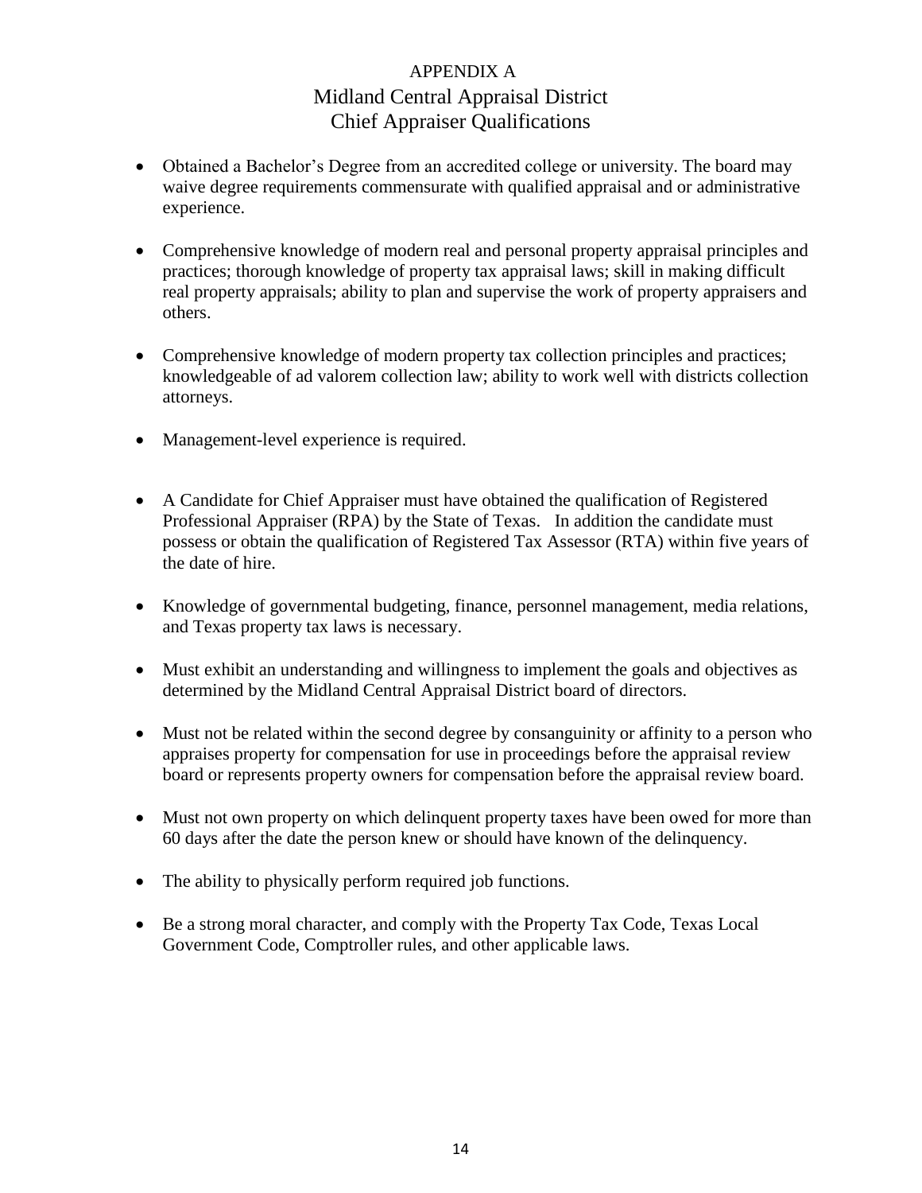# APPENDIX A

## Midland Central Appraisal District
## Chief Appraiser Qualifications

- Obtained a Bachelor's Degree from an accredited college or university. The board may waive degree requirements commensurate with qualified appraisal and or administrative experience.

- Comprehensive knowledge of modern real and personal property appraisal principles and practices; thorough knowledge of property tax appraisal laws; skill in making difficult real property appraisals; ability to plan and supervise the work of property appraisers and others.

- Comprehensive knowledge of modern property tax collection principles and practices; knowledgeable of ad valorem collection law; ability to work well with districts collection attorneys.

- Management-level experience is required.

- A Candidate for Chief Appraiser must have obtained the qualification of Registered Professional Appraiser (RPA) by the State of Texas. In addition the candidate must possess or obtain the qualification of Registered Tax Assessor (RTA) within five years of the date of hire.

- Knowledge of governmental budgeting, finance, personnel management, media relations, and Texas property tax laws is necessary.

- Must exhibit an understanding and willingness to implement the goals and objectives as determined by the Midland Central Appraisal District board of directors.

- Must not be related within the second degree by consanguinity or affinity to a person who appraises property for compensation for use in proceedings before the appraisal review board or represents property owners for compensation before the appraisal review board.

- Must not own property on which delinquent property taxes have been owed for more than 60 days after the date the person knew or should have known of the delinquency.

- The ability to physically perform required job functions.

- Be a strong moral character, and comply with the Property Tax Code, Texas Local Government Code, Comptroller rules, and other applicable laws.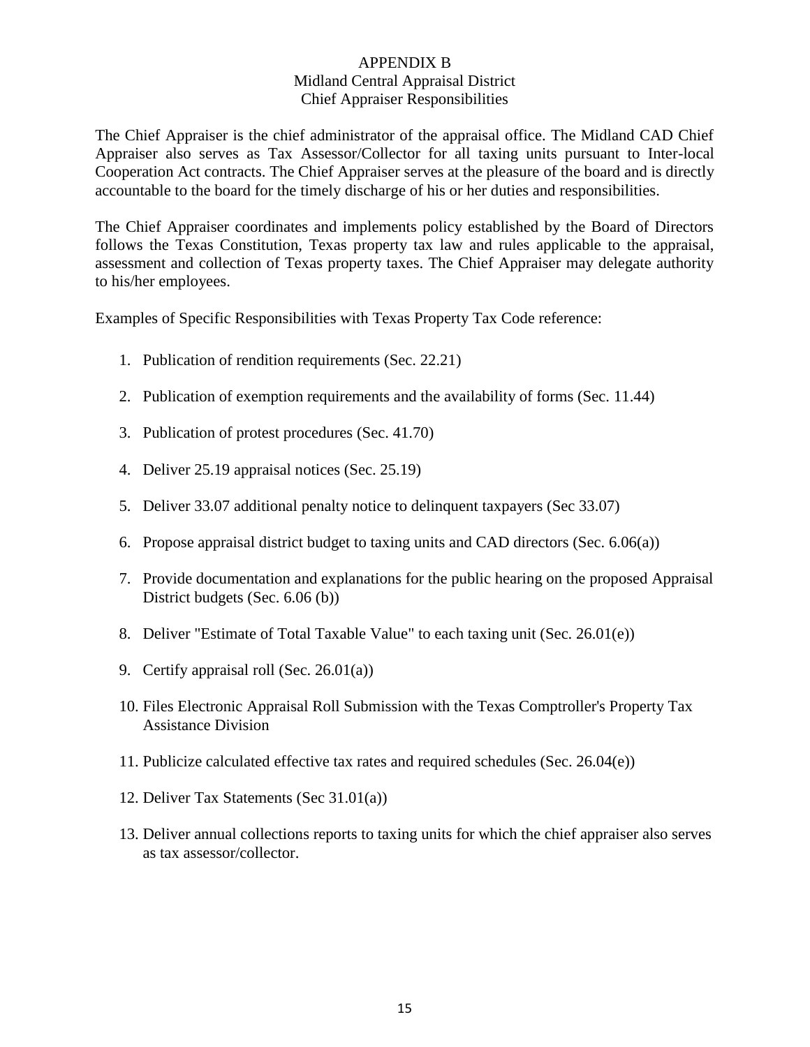# APPENDIX B
## Midland Central Appraisal District
## Chief Appraiser Responsibilities

The Chief Appraiser is the chief administrator of the appraisal office. The Midland CAD Chief Appraiser also serves as Tax Assessor/Collector for all taxing units pursuant to Inter-local Cooperation Act contracts. The Chief Appraiser serves at the pleasure of the board and is directly accountable to the board for the timely discharge of his or her duties and responsibilities.

The Chief Appraiser coordinates and implements policy established by the Board of Directors follows the Texas Constitution, Texas property tax law and rules applicable to the appraisal, assessment and collection of Texas property taxes. The Chief Appraiser may delegate authority to his/her employees.

Examples of Specific Responsibilities with Texas Property Tax Code reference:

1. Publication of rendition requirements (Sec. 22.21)
2. Publication of exemption requirements and the availability of forms (Sec. 11.44)
3. Publication of protest procedures (Sec. 41.70)
4. Deliver 25.19 appraisal notices (Sec. 25.19)
5. Deliver 33.07 additional penalty notice to delinquent taxpayers (Sec 33.07)
6. Propose appraisal district budget to taxing units and CAD directors (Sec. 6.06(a))
7. Provide documentation and explanations for the public hearing on the proposed Appraisal District budgets (Sec. 6.06 (b))
8. Deliver "Estimate of Total Taxable Value" to each taxing unit (Sec. 26.01(e))
9. Certify appraisal roll (Sec. 26.01(a))
10. Files Electronic Appraisal Roll Submission with the Texas Comptroller's Property Tax Assistance Division
11. Publicize calculated effective tax rates and required schedules (Sec. 26.04(e))
12. Deliver Tax Statements (Sec 31.01(a))
13. Deliver annual collections reports to taxing units for which the chief appraiser also serves as tax assessor/collector.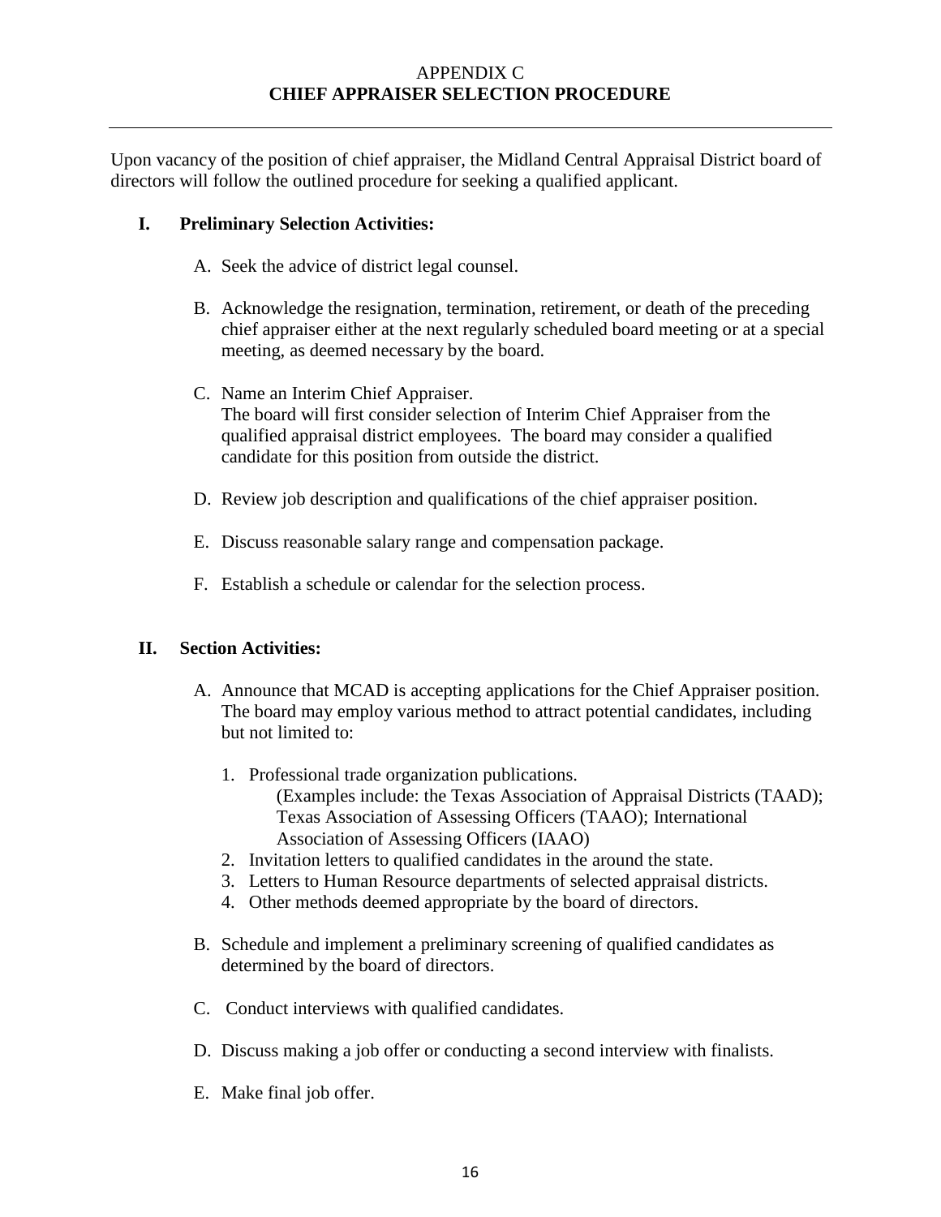# APPENDIX C
## CHIEF APPRAISER SELECTION PROCEDURE

---

Upon vacancy of the position of chief appraiser, the Midland Central Appraisal District board of directors will follow the outlined procedure for seeking a qualified applicant.

**I. Preliminary Selection Activities:**

A. Seek the advice of district legal counsel.

B. Acknowledge the resignation, termination, retirement, or death of the preceding chief appraiser either at the next regularly scheduled board meeting or at a special meeting, as deemed necessary by the board.

C. Name an Interim Chief Appraiser.
The board will first consider selection of Interim Chief Appraiser from the qualified appraisal district employees. The board may consider a qualified candidate for this position from outside the district.

D. Review job description and qualifications of the chief appraiser position.

E. Discuss reasonable salary range and compensation package.

F. Establish a schedule or calendar for the selection process.

**II. Section Activities:**

A. Announce that MCAD is accepting applications for the Chief Appraiser position. The board may employ various method to attract potential candidates, including but not limited to:

1. Professional trade organization publications.
   (Examples include: the Texas Association of Appraisal Districts (TAAD); Texas Association of Assessing Officers (TAAO); International Association of Assessing Officers (IAAO)
2. Invitation letters to qualified candidates in the around the state.
3. Letters to Human Resource departments of selected appraisal districts.
4. Other methods deemed appropriate by the board of directors.

B. Schedule and implement a preliminary screening of qualified candidates as determined by the board of directors.

C. Conduct interviews with qualified candidates.

D. Discuss making a job offer or conducting a second interview with finalists.

E. Make final job offer.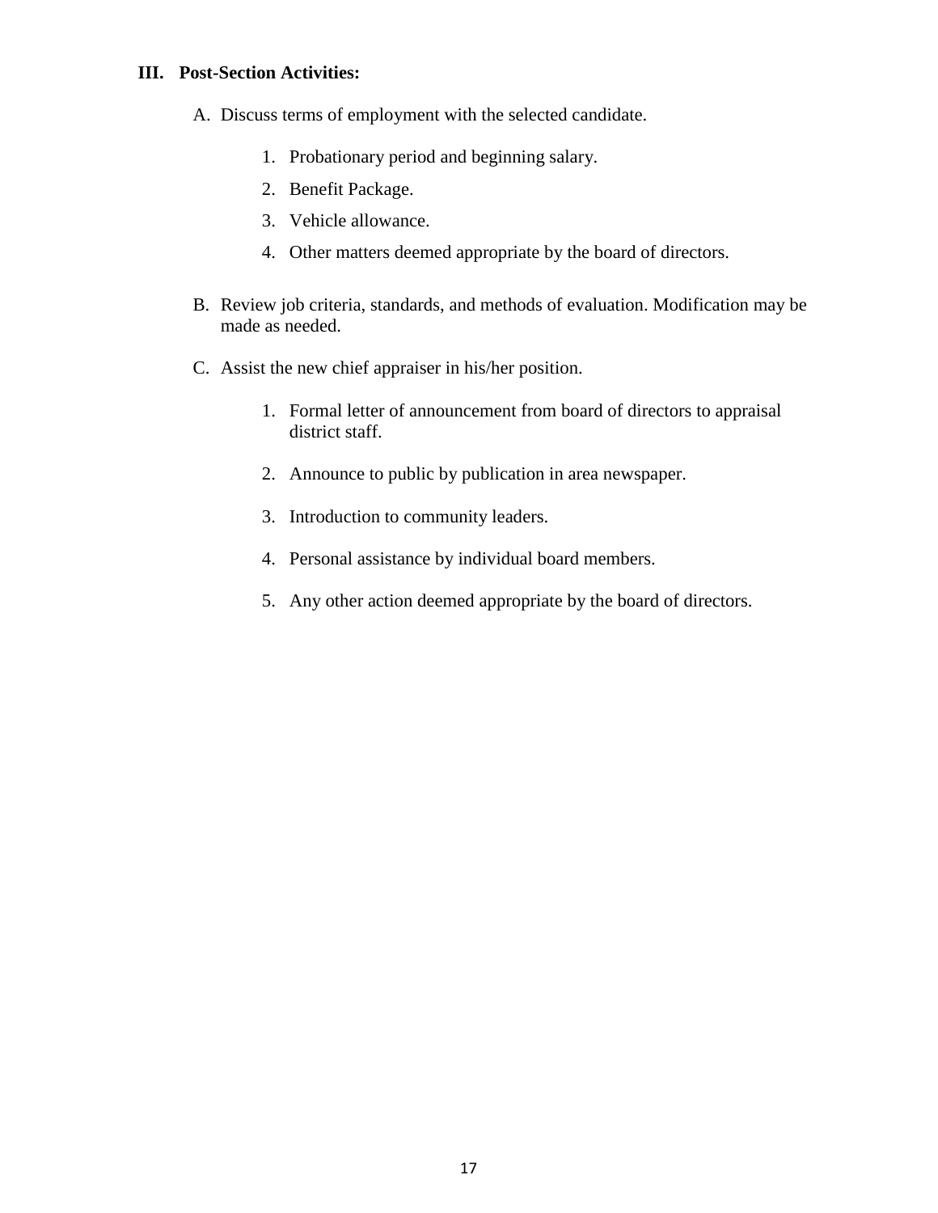### III. Post-Section Activities:

A. Discuss terms of employment with the selected candidate.

   1. Probationary period and beginning salary.
   2. Benefit Package.
   3. Vehicle allowance.
   4. Other matters deemed appropriate by the board of directors.

B. Review job criteria, standards, and methods of evaluation. Modification may be made as needed.

C. Assist the new chief appraiser in his/her position.

   1. Formal letter of announcement from board of directors to appraisal district staff.
   2. Announce to public by publication in area newspaper.
   3. Introduction to community leaders.
   4. Personal assistance by individual board members.
   5. Any other action deemed appropriate by the board of directors.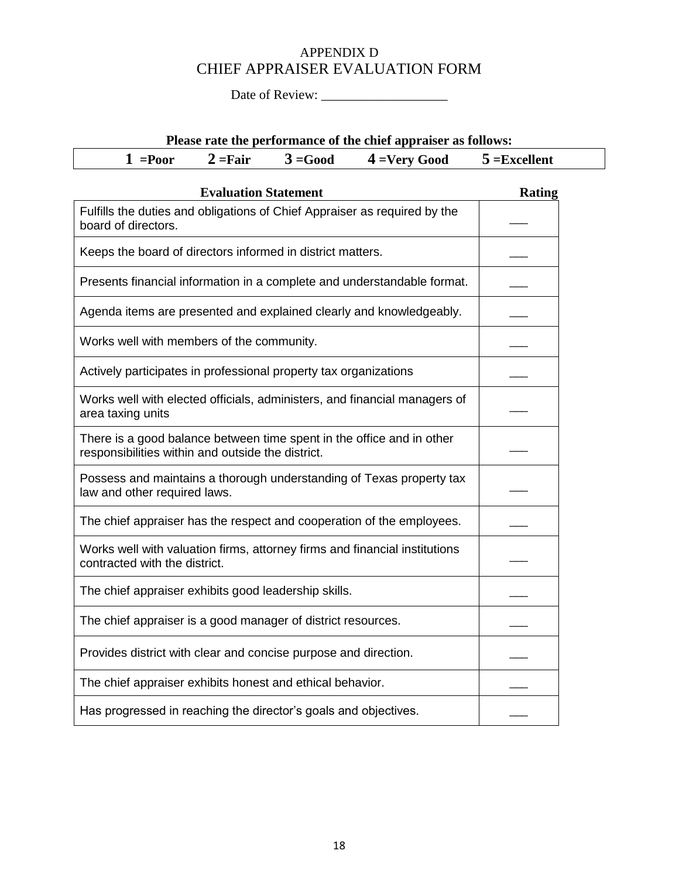# APPENDIX D
# CHIEF APPRAISER EVALUATION FORM

Date of Review: ___________________

**Please rate the performance of the chief appraiser as follows:**

| **1** =Poor | **2** =Fair | **3** =Good | **4** =Very Good | **5** =Excellent |
|---|---|---|---|---|

| Evaluation Statement | Rating |
|---|---|
| Fulfills the duties and obligations of Chief Appraiser as required by the board of directors. | ___ |
| Keeps the board of directors informed in district matters. | ___ |
| Presents financial information in a complete and understandable format. | ___ |
| Agenda items are presented and explained clearly and knowledgeably. | ___ |
| Works well with members of the community. | ___ |
| Actively participates in professional property tax organizations | ___ |
| Works well with elected officials, administers, and financial managers of area taxing units | ___ |
| There is a good balance between time spent in the office and in other responsibilities within and outside the district. | ___ |
| Possess and maintains a thorough understanding of Texas property tax law and other required laws. | ___ |
| The chief appraiser has the respect and cooperation of the employees. | ___ |
| Works well with valuation firms, attorney firms and financial institutions contracted with the district. | ___ |
| The chief appraiser exhibits good leadership skills. | ___ |
| The chief appraiser is a good manager of district resources. | ___ |
| Provides district with clear and concise purpose and direction. | ___ |
| The chief appraiser exhibits honest and ethical behavior. | ___ |
| Has progressed in reaching the director's goals and objectives. | ___ |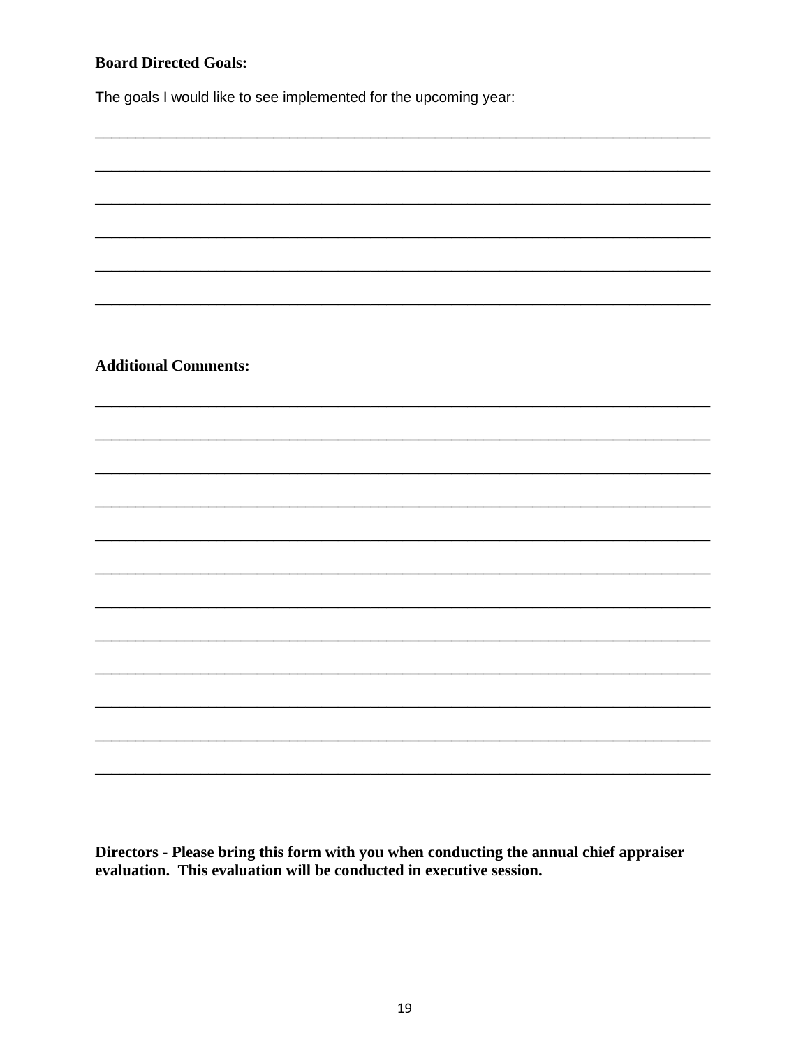**Board Directed Goals:**

The goals I would like to see implemented for the upcoming year:

______________________________________________________________________________

______________________________________________________________________________

______________________________________________________________________________

______________________________________________________________________________

______________________________________________________________________________

______________________________________________________________________________

**Additional Comments:**

______________________________________________________________________________

______________________________________________________________________________

______________________________________________________________________________

______________________________________________________________________________

______________________________________________________________________________

______________________________________________________________________________

______________________________________________________________________________

______________________________________________________________________________

______________________________________________________________________________

______________________________________________________________________________

______________________________________________________________________________

______________________________________________________________________________

**Directors - Please bring this form with you when conducting the annual chief appraiser evaluation. This evaluation will be conducted in executive session.**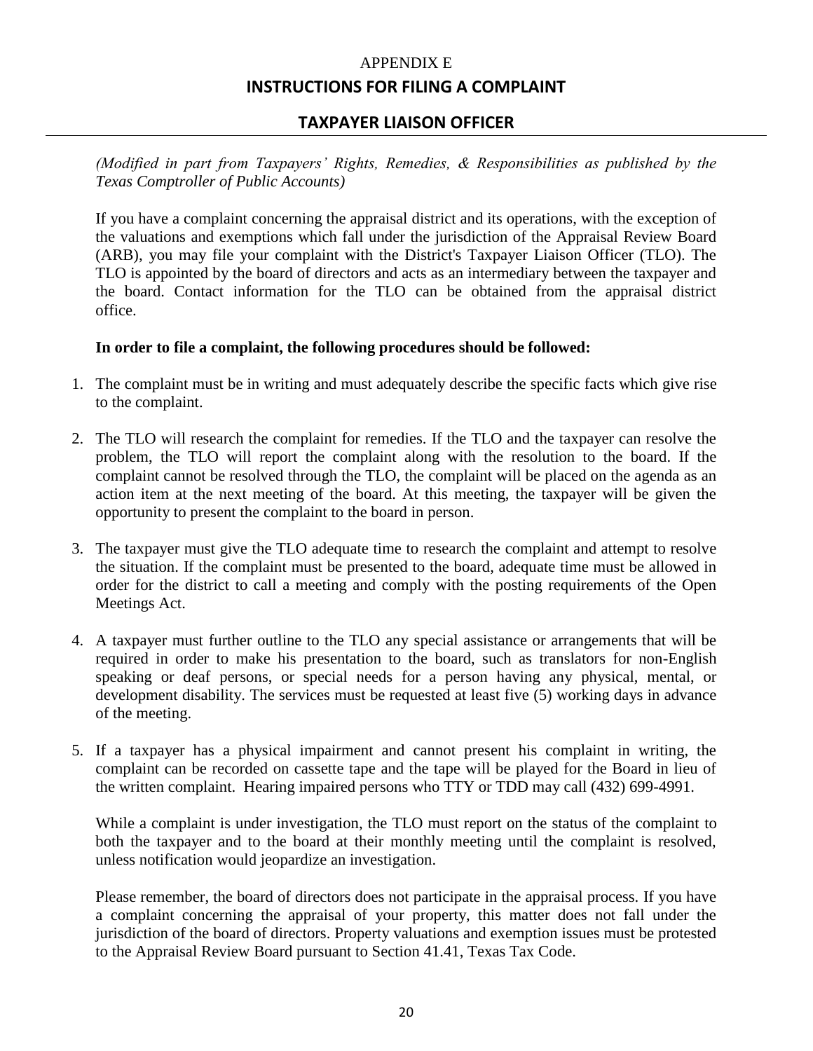APPENDIX E

## INSTRUCTIONS FOR FILING A COMPLAINT

## TAXPAYER LIAISON OFFICER

*(Modified in part from Taxpayers' Rights, Remedies, & Responsibilities as published by the Texas Comptroller of Public Accounts)*

If you have a complaint concerning the appraisal district and its operations, with the exception of the valuations and exemptions which fall under the jurisdiction of the Appraisal Review Board (ARB), you may file your complaint with the District's Taxpayer Liaison Officer (TLO). The TLO is appointed by the board of directors and acts as an intermediary between the taxpayer and the board. Contact information for the TLO can be obtained from the appraisal district office.

**In order to file a complaint, the following procedures should be followed:**

1. The complaint must be in writing and must adequately describe the specific facts which give rise to the complaint.

2. The TLO will research the complaint for remedies. If the TLO and the taxpayer can resolve the problem, the TLO will report the complaint along with the resolution to the board. If the complaint cannot be resolved through the TLO, the complaint will be placed on the agenda as an action item at the next meeting of the board. At this meeting, the taxpayer will be given the opportunity to present the complaint to the board in person.

3. The taxpayer must give the TLO adequate time to research the complaint and attempt to resolve the situation. If the complaint must be presented to the board, adequate time must be allowed in order for the district to call a meeting and comply with the posting requirements of the Open Meetings Act.

4. A taxpayer must further outline to the TLO any special assistance or arrangements that will be required in order to make his presentation to the board, such as translators for non-English speaking or deaf persons, or special needs for a person having any physical, mental, or development disability. The services must be requested at least five (5) working days in advance of the meeting.

5. If a taxpayer has a physical impairment and cannot present his complaint in writing, the complaint can be recorded on cassette tape and the tape will be played for the Board in lieu of the written complaint. Hearing impaired persons who TTY or TDD may call (432) 699-4991.

While a complaint is under investigation, the TLO must report on the status of the complaint to both the taxpayer and to the board at their monthly meeting until the complaint is resolved, unless notification would jeopardize an investigation.

Please remember, the board of directors does not participate in the appraisal process. If you have a complaint concerning the appraisal of your property, this matter does not fall under the jurisdiction of the board of directors. Property valuations and exemption issues must be protested to the Appraisal Review Board pursuant to Section 41.41, Texas Tax Code.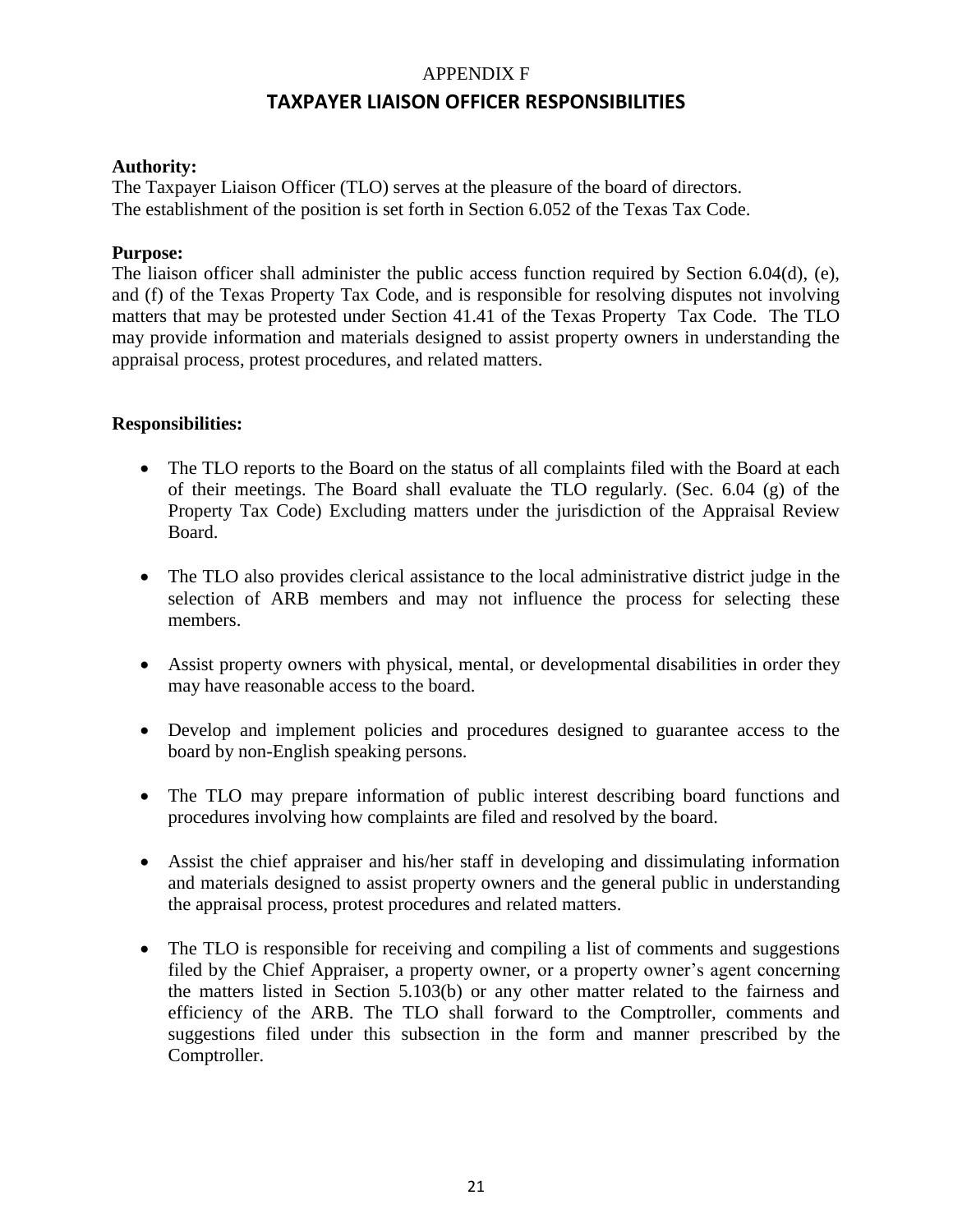APPENDIX F

# TAXPAYER LIAISON OFFICER RESPONSIBILITIES

**Authority:**
The Taxpayer Liaison Officer (TLO) serves at the pleasure of the board of directors.
The establishment of the position is set forth in Section 6.052 of the Texas Tax Code.

**Purpose:**
The liaison officer shall administer the public access function required by Section 6.04(d), (e), and (f) of the Texas Property Tax Code, and is responsible for resolving disputes not involving matters that may be protested under Section 41.41 of the Texas Property Tax Code. The TLO may provide information and materials designed to assist property owners in understanding the appraisal process, protest procedures, and related matters.

**Responsibilities:**

- The TLO reports to the Board on the status of all complaints filed with the Board at each of their meetings. The Board shall evaluate the TLO regularly. (Sec. 6.04 (g) of the Property Tax Code) Excluding matters under the jurisdiction of the Appraisal Review Board.
- The TLO also provides clerical assistance to the local administrative district judge in the selection of ARB members and may not influence the process for selecting these members.
- Assist property owners with physical, mental, or developmental disabilities in order they may have reasonable access to the board.
- Develop and implement policies and procedures designed to guarantee access to the board by non-English speaking persons.
- The TLO may prepare information of public interest describing board functions and procedures involving how complaints are filed and resolved by the board.
- Assist the chief appraiser and his/her staff in developing and dissimulating information and materials designed to assist property owners and the general public in understanding the appraisal process, protest procedures and related matters.
- The TLO is responsible for receiving and compiling a list of comments and suggestions filed by the Chief Appraiser, a property owner, or a property owner's agent concerning the matters listed in Section 5.103(b) or any other matter related to the fairness and efficiency of the ARB. The TLO shall forward to the Comptroller, comments and suggestions filed under this subsection in the form and manner prescribed by the Comptroller.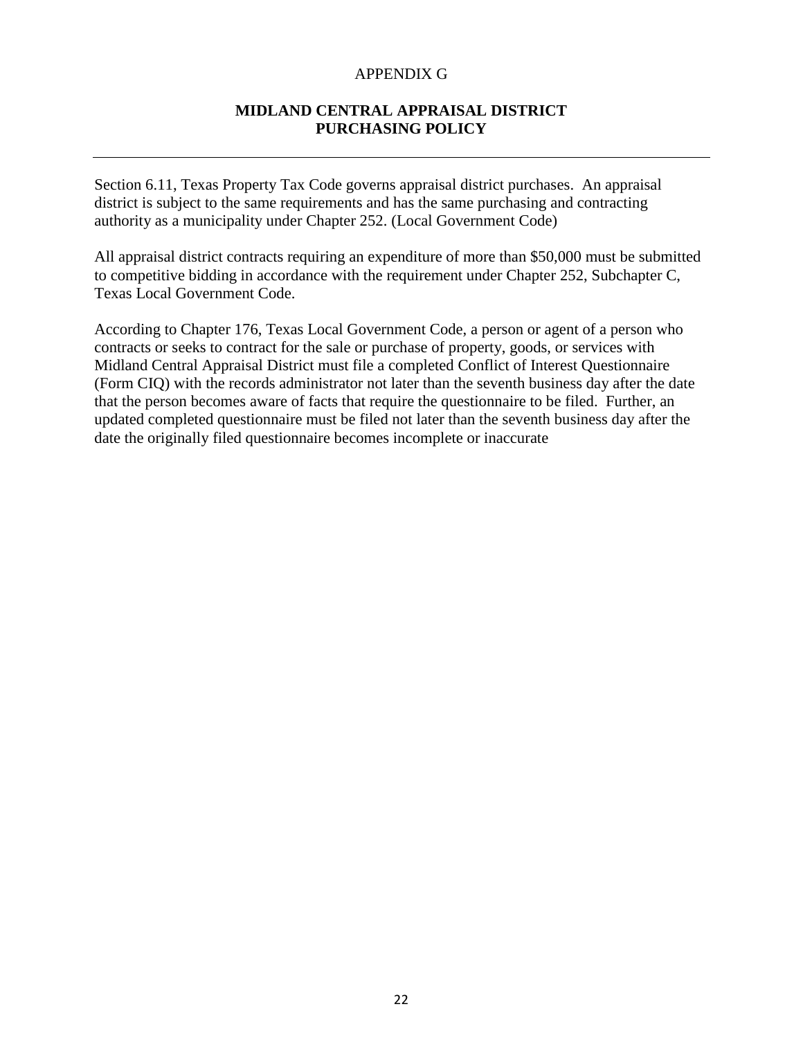APPENDIX G

## MIDLAND CENTRAL APPRAISAL DISTRICT
## PURCHASING POLICY

---

Section 6.11, Texas Property Tax Code governs appraisal district purchases. An appraisal district is subject to the same requirements and has the same purchasing and contracting authority as a municipality under Chapter 252. (Local Government Code)

All appraisal district contracts requiring an expenditure of more than $50,000 must be submitted to competitive bidding in accordance with the requirement under Chapter 252, Subchapter C, Texas Local Government Code.

According to Chapter 176, Texas Local Government Code, a person or agent of a person who contracts or seeks to contract for the sale or purchase of property, goods, or services with Midland Central Appraisal District must file a completed Conflict of Interest Questionnaire (Form CIQ) with the records administrator not later than the seventh business day after the date that the person becomes aware of facts that require the questionnaire to be filed. Further, an updated completed questionnaire must be filed not later than the seventh business day after the date the originally filed questionnaire becomes incomplete or inaccurate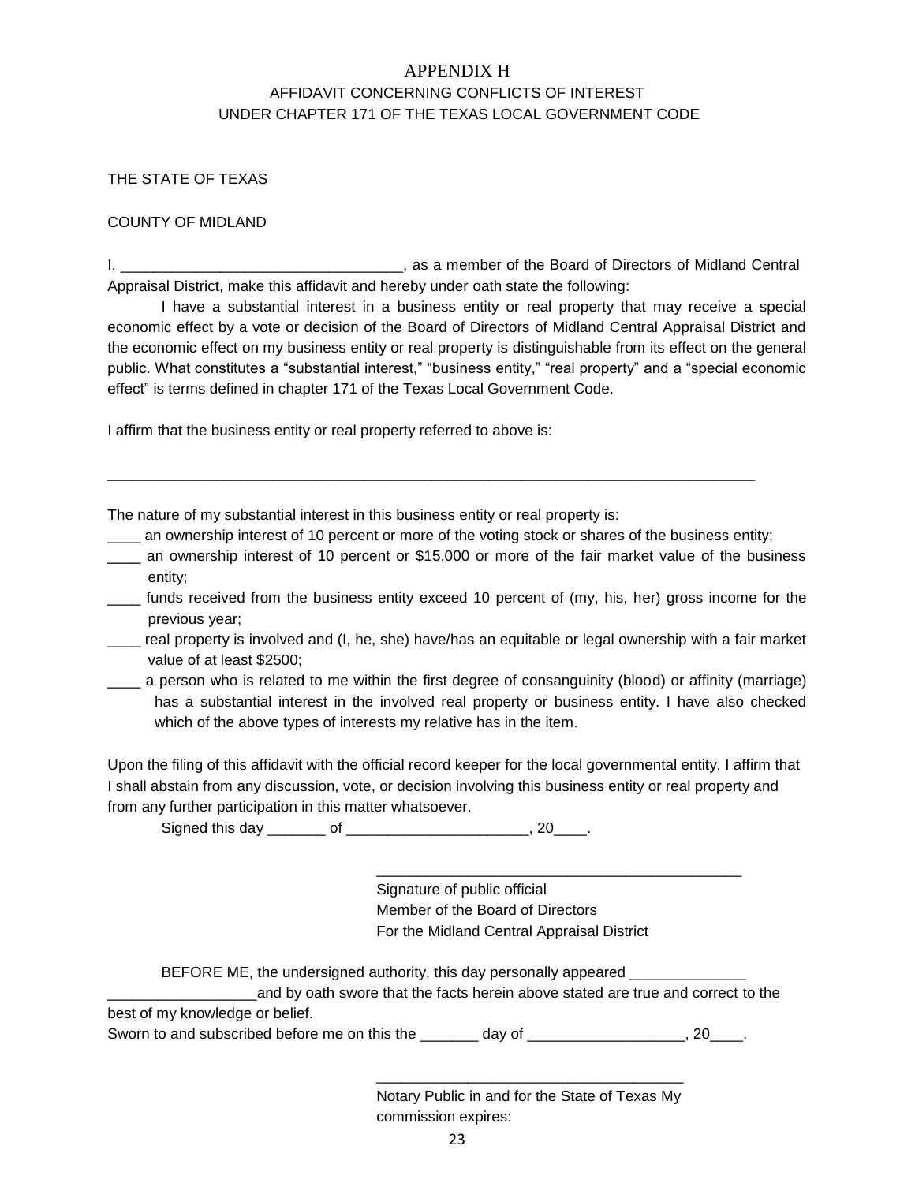# APPENDIX H

## AFFIDAVIT CONCERNING CONFLICTS OF INTEREST UNDER CHAPTER 171 OF THE TEXAS LOCAL GOVERNMENT CODE

THE STATE OF TEXAS

COUNTY OF MIDLAND

I, _________________________________, as a member of the Board of Directors of Midland Central Appraisal District, make this affidavit and hereby under oath state the following:

I have a substantial interest in a business entity or real property that may receive a special economic effect by a vote or decision of the Board of Directors of Midland Central Appraisal District and the economic effect on my business entity or real property is distinguishable from its effect on the general public. What constitutes a "substantial interest," "business entity," "real property" and a "special economic effect" is terms defined in chapter 171 of the Texas Local Government Code.

I affirm that the business entity or real property referred to above is:

_________________________________________________________________________________

The nature of my substantial interest in this business entity or real property is:

____ an ownership interest of 10 percent or more of the voting stock or shares of the business entity;

____ an ownership interest of 10 percent or $15,000 or more of the fair market value of the business entity;

____ funds received from the business entity exceed 10 percent of (my, his, her) gross income for the previous year;

____ real property is involved and (I, he, she) have/has an equitable or legal ownership with a fair market value of at least $2500;

____ a person who is related to me within the first degree of consanguinity (blood) or affinity (marriage) has a substantial interest in the involved real property or business entity. I have also checked which of the above types of interests my relative has in the item.

Upon the filing of this affidavit with the official record keeper for the local governmental entity, I affirm that I shall abstain from any discussion, vote, or decision involving this business entity or real property and from any further participation in this matter whatsoever.

Signed this day _______ of ______________________, 20____.

_____________________________________________

Signature of public official
Member of the Board of Directors
For the Midland Central Appraisal District

BEFORE ME, the undersigned authority, this day personally appeared ______________ __________________and by oath swore that the facts herein above stated are true and correct to the best of my knowledge or belief.

Sworn to and subscribed before me on this the _______ day of ___________________, 20____.

_____________________________________

Notary Public in and for the State of Texas My commission expires: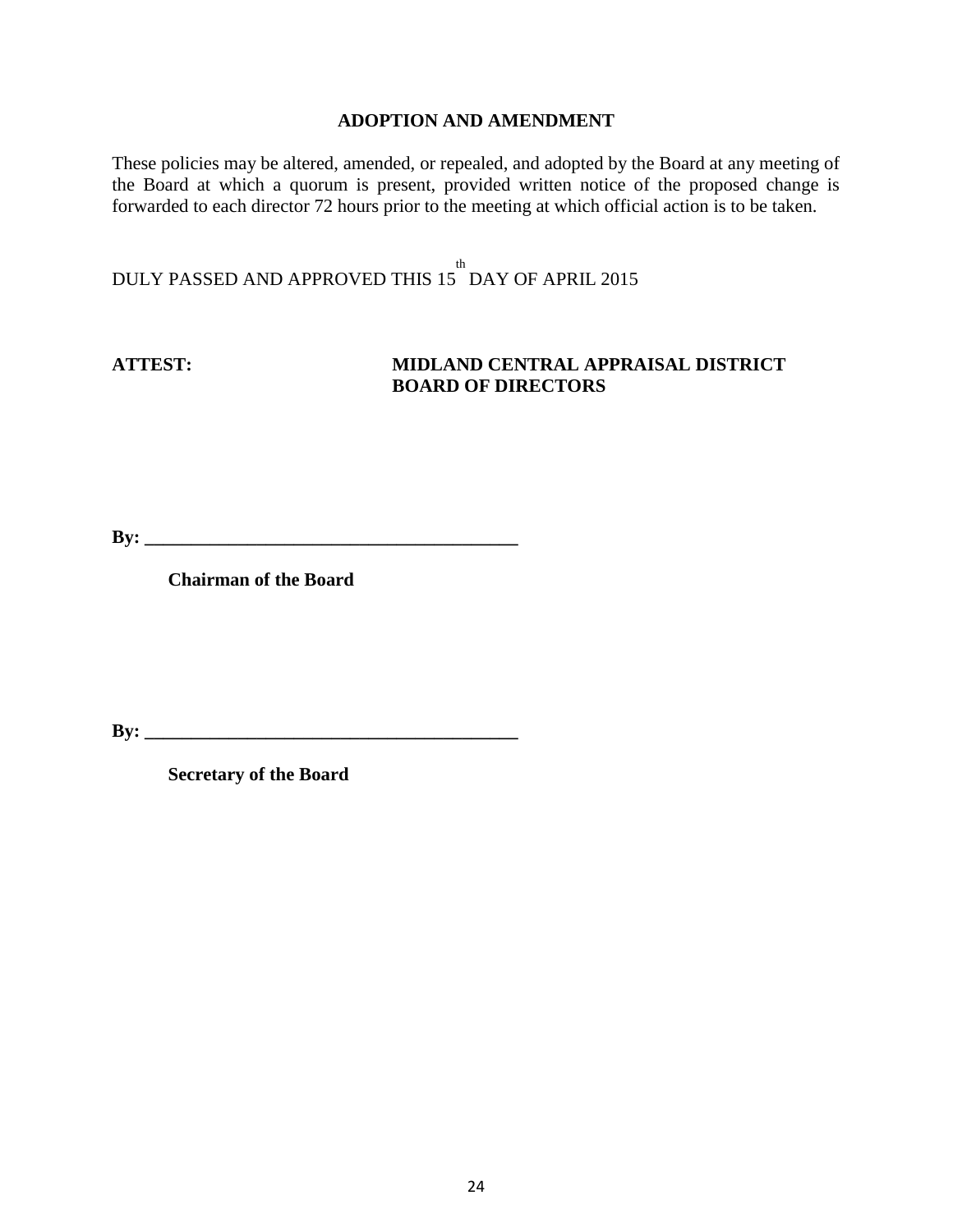## ADOPTION AND AMENDMENT

These policies may be altered, amended, or repealed, and adopted by the Board at any meeting of the Board at which a quorum is present, provided written notice of the proposed change is forwarded to each director 72 hours prior to the meeting at which official action is to be taken.

DULY PASSED AND APPROVED THIS 15th DAY OF APRIL 2015

**ATTEST:** **MIDLAND CENTRAL APPRAISAL DISTRICT BOARD OF DIRECTORS**

**By: ________________________________________**

**Chairman of the Board**

**By: ________________________________________**

**Secretary of the Board**